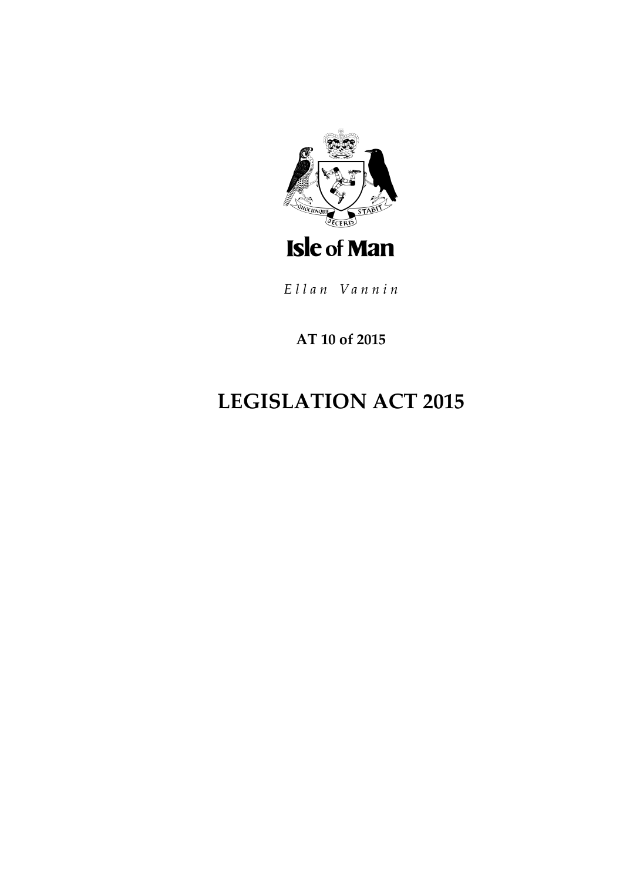Isle of Man

*Ellan Vannin*

**AT 10 of 2015**

# LEGISLATION ACT 2015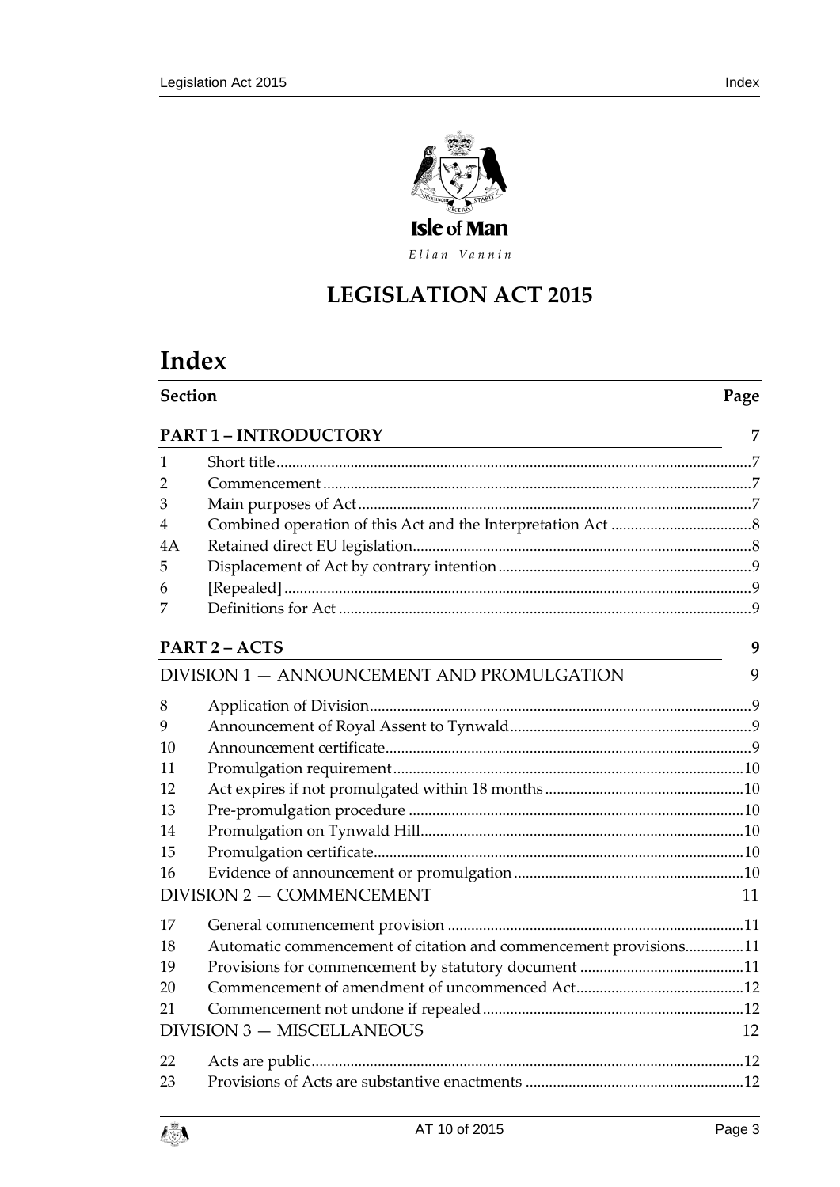Isle of Man

*Ellan Vannin*

# LEGISLATION ACT 2015

# Index

| Section | | Page |
|---|---|---|
| **PART 1 – INTRODUCTORY** | | **7** |
| 1 | Short title | 7 |
| 2 | Commencement | 7 |
| 3 | Main purposes of Act | 7 |
| 4 | Combined operation of this Act and the Interpretation Act | 8 |
| 4A | Retained direct EU legislation | 8 |
| 5 | Displacement of Act by contrary intention | 9 |
| 6 | [Repealed] | 9 |
| 7 | Definitions for Act | 9 |
| **PART 2 – ACTS** | | **9** |
| DIVISION 1 — ANNOUNCEMENT AND PROMULGATION | | 9 |
| 8 | Application of Division | 9 |
| 9 | Announcement of Royal Assent to Tynwald | 9 |
| 10 | Announcement certificate | 9 |
| 11 | Promulgation requirement | 10 |
| 12 | Act expires if not promulgated within 18 months | 10 |
| 13 | Pre-promulgation procedure | 10 |
| 14 | Promulgation on Tynwald Hill | 10 |
| 15 | Promulgation certificate | 10 |
| 16 | Evidence of announcement or promulgation | 10 |
| DIVISION 2 — COMMENCEMENT | | 11 |
| 17 | General commencement provision | 11 |
| 18 | Automatic commencement of citation and commencement provisions | 11 |
| 19 | Provisions for commencement by statutory document | 11 |
| 20 | Commencement of amendment of uncommenced Act | 12 |
| 21 | Commencement not undone if repealed | 12 |
| DIVISION 3 — MISCELLANEOUS | | 12 |
| 22 | Acts are public | 12 |
| 23 | Provisions of Acts are substantive enactments | 12 |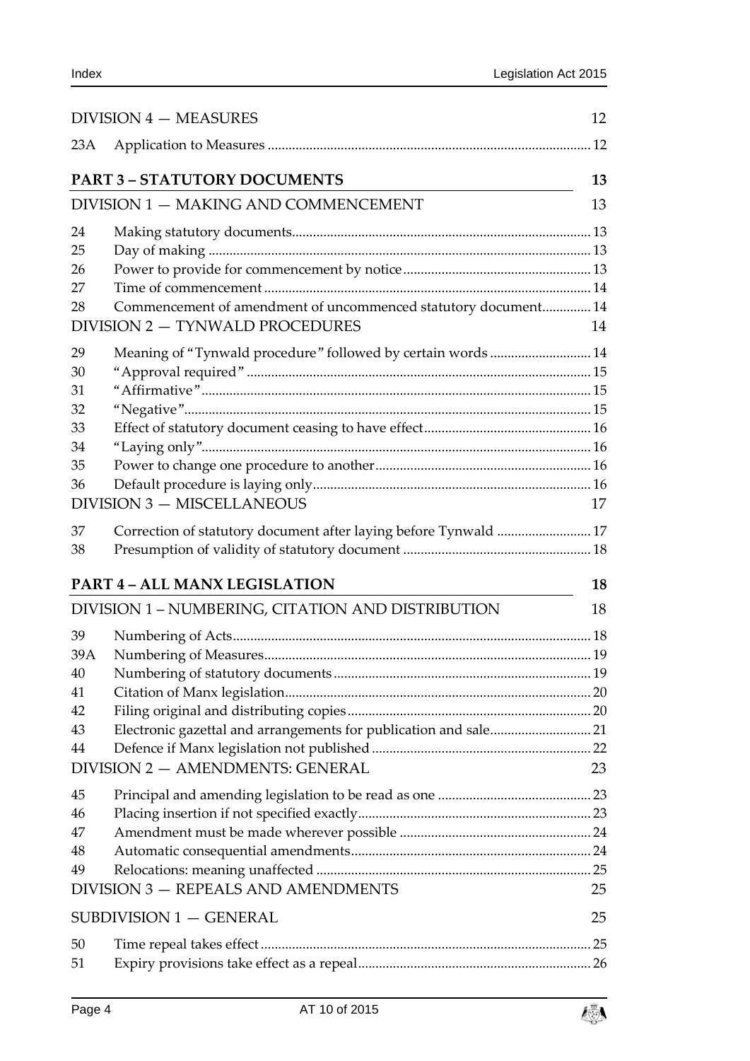DIVISION 4 — MEASURES 12

23A Application to Measures ........................................................................................ 12

**PART 3 – STATUTORY DOCUMENTS 13**

DIVISION 1 — MAKING AND COMMENCEMENT 13

24 Making statutory documents........................................................................................ 13
25 Day of making ................................................................................................................. 13
26 Power to provide for commencement by notice......................................................... 13
27 Time of commencement ................................................................................................ 14
28 Commencement of amendment of uncommenced statutory document.............. 14

DIVISION 2 — TYNWALD PROCEDURES 14

29 Meaning of "Tynwald procedure" followed by certain words ............................ 14
30 "Approval required" ..................................................................................................... 15
31 "Affirmative".................................................................................................................. 15
32 "Negative"....................................................................................................................... 15
33 Effect of statutory document ceasing to have effect................................................ 16
34 "Laying only"................................................................................................................. 16
35 Power to change one procedure to another............................................................. 16
36 Default procedure is laying only............................................................................... 16

DIVISION 3 — MISCELLANEOUS 17

37 Correction of statutory document after laying before Tynwald ........................... 17
38 Presumption of validity of statutory document ...................................................... 18

**PART 4 – ALL MANX LEGISLATION 18**

DIVISION 1 – NUMBERING, CITATION AND DISTRIBUTION 18

39 Numbering of Acts........................................................................................................ 18
39A Numbering of Measures.............................................................................................. 19
40 Numbering of statutory documents .......................................................................... 19
41 Citation of Manx legislation........................................................................................ 20
42 Filing original and distributing copies ...................................................................... 20
43 Electronic gazettal and arrangements for publication and sale............................ 21
44 Defence if Manx legislation not published ............................................................... 22

DIVISION 2 — AMENDMENTS: GENERAL 23

45 Principal and amending legislation to be read as one ............................................ 23
46 Placing insertion if not specified exactly................................................................... 23
47 Amendment must be made wherever possible ....................................................... 24
48 Automatic consequential amendments..................................................................... 24
49 Relocations: meaning unaffected ............................................................................... 25

DIVISION 3 — REPEALS AND AMENDMENTS 25

SUBDIVISION 1 — GENERAL 25

50 Time repeal takes effect ............................................................................................... 25
51 Expiry provisions take effect as a repeal................................................................... 26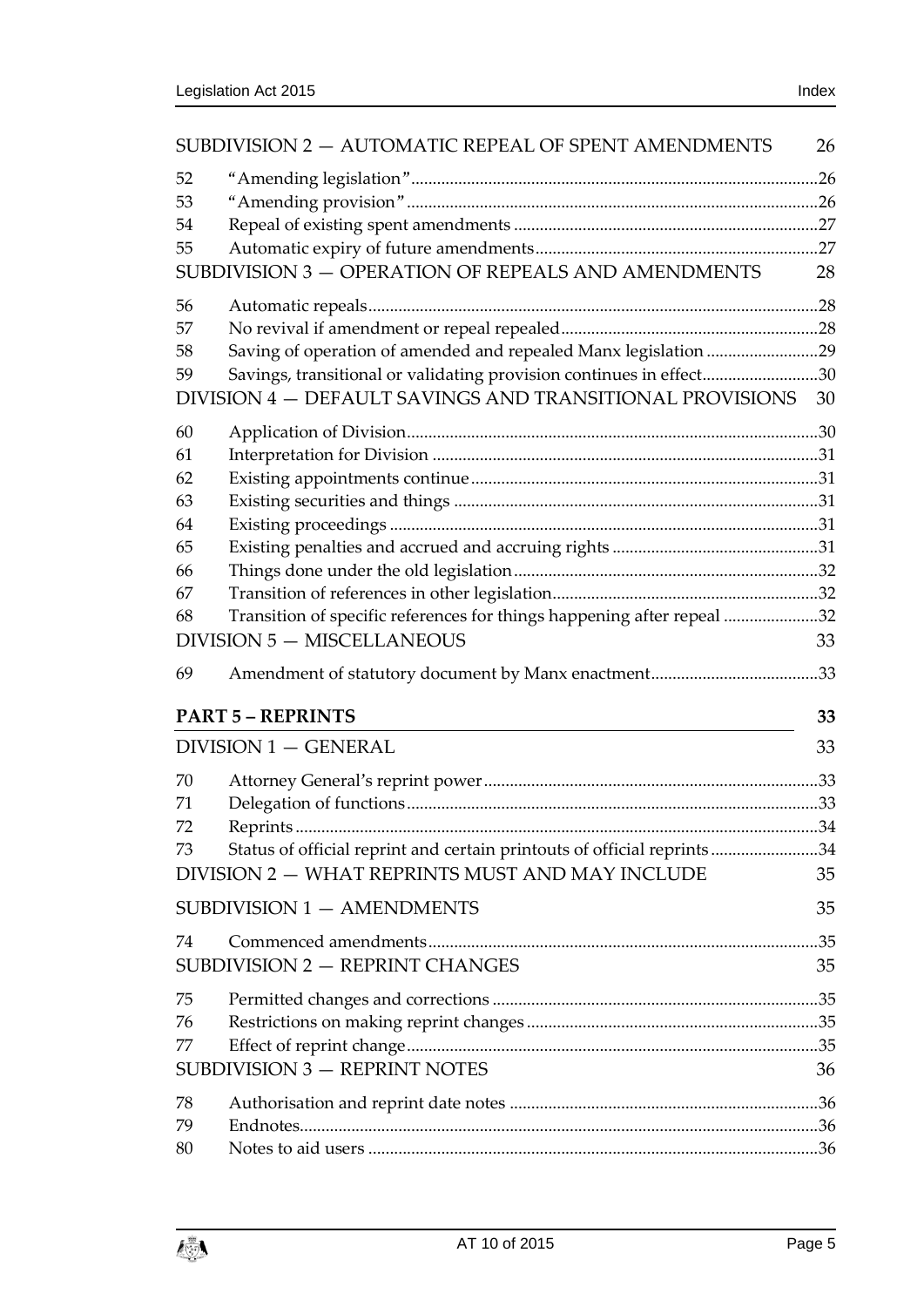SUBDIVISION 2 — AUTOMATIC REPEAL OF SPENT AMENDMENTS 26

52 "Amending legislation" 26
53 "Amending provision" 26
54 Repeal of existing spent amendments 27
55 Automatic expiry of future amendments 27

SUBDIVISION 3 — OPERATION OF REPEALS AND AMENDMENTS 28

56 Automatic repeals 28
57 No revival if amendment or repeal repealed 28
58 Saving of operation of amended and repealed Manx legislation 29
59 Savings, transitional or validating provision continues in effect 30

DIVISION 4 — DEFAULT SAVINGS AND TRANSITIONAL PROVISIONS 30

60 Application of Division 30
61 Interpretation for Division 31
62 Existing appointments continue 31
63 Existing securities and things 31
64 Existing proceedings 31
65 Existing penalties and accrued and accruing rights 31
66 Things done under the old legislation 32
67 Transition of references in other legislation 32
68 Transition of specific references for things happening after repeal 32

DIVISION 5 — MISCELLANEOUS 33

69 Amendment of statutory document by Manx enactment 33

**PART 5 – REPRINTS** **33**

DIVISION 1 — GENERAL 33

70 Attorney General's reprint power 33
71 Delegation of functions 33
72 Reprints 34
73 Status of official reprint and certain printouts of official reprints 34

DIVISION 2 — WHAT REPRINTS MUST AND MAY INCLUDE 35

SUBDIVISION 1 — AMENDMENTS 35

74 Commenced amendments 35

SUBDIVISION 2 — REPRINT CHANGES 35

75 Permitted changes and corrections 35
76 Restrictions on making reprint changes 35
77 Effect of reprint change 35

SUBDIVISION 3 — REPRINT NOTES 36

78 Authorisation and reprint date notes 36
79 Endnotes 36
80 Notes to aid users 36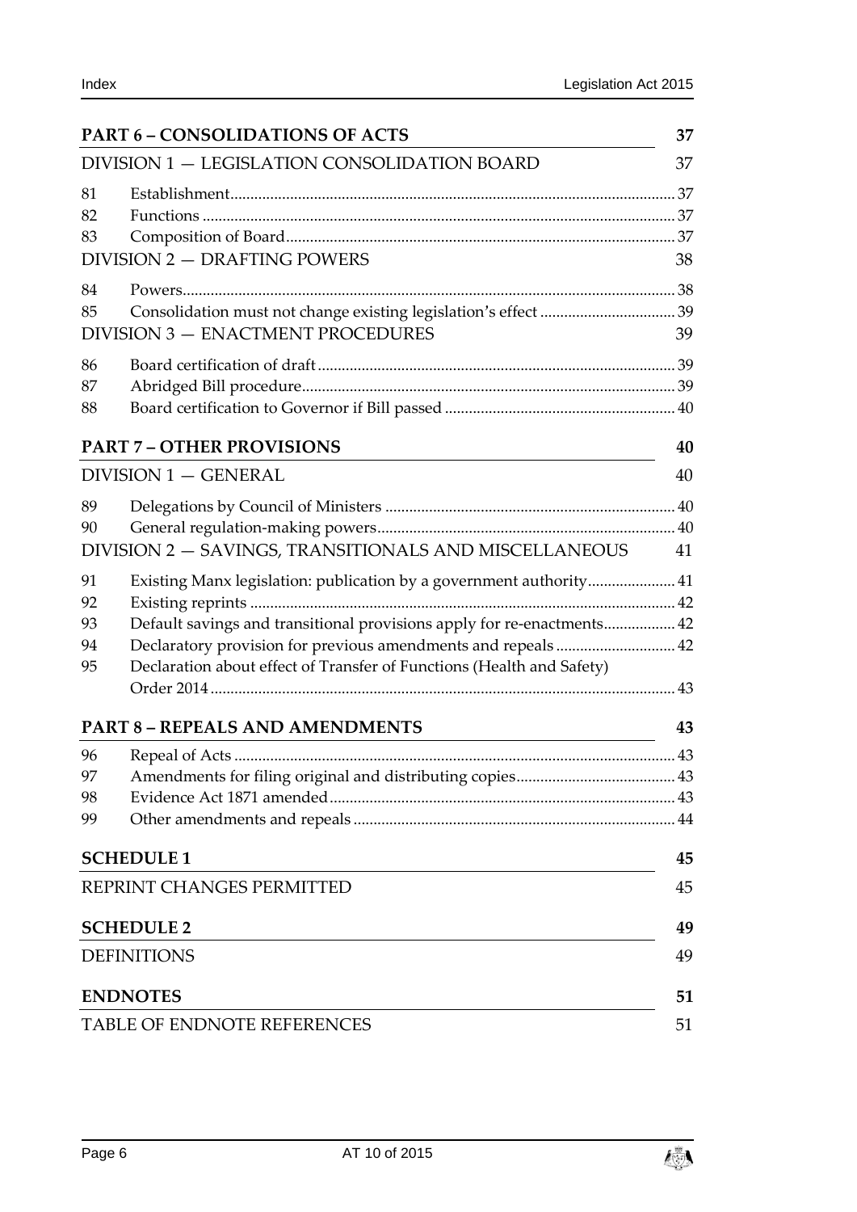| **PART 6 – CONSOLIDATIONS OF ACTS** | | **37** |
|---|---|---|
| DIVISION 1 — LEGISLATION CONSOLIDATION BOARD | | 37 |
| 81 | Establishment | 37 |
| 82 | Functions | 37 |
| 83 | Composition of Board | 37 |
| DIVISION 2 — DRAFTING POWERS | | 38 |
| 84 | Powers | 38 |
| 85 | Consolidation must not change existing legislation's effect | 39 |
| DIVISION 3 — ENACTMENT PROCEDURES | | 39 |
| 86 | Board certification of draft | 39 |
| 87 | Abridged Bill procedure | 39 |
| 88 | Board certification to Governor if Bill passed | 40 |
| **PART 7 – OTHER PROVISIONS** | | **40** |
| DIVISION 1 — GENERAL | | 40 |
| 89 | Delegations by Council of Ministers | 40 |
| 90 | General regulation-making powers | 40 |
| DIVISION 2 — SAVINGS, TRANSITIONALS AND MISCELLANEOUS | | 41 |
| 91 | Existing Manx legislation: publication by a government authority | 41 |
| 92 | Existing reprints | 42 |
| 93 | Default savings and transitional provisions apply for re-enactments | 42 |
| 94 | Declaratory provision for previous amendments and repeals | 42 |
| 95 | Declaration about effect of Transfer of Functions (Health and Safety) Order 2014 | 43 |
| **PART 8 – REPEALS AND AMENDMENTS** | | **43** |
| 96 | Repeal of Acts | 43 |
| 97 | Amendments for filing original and distributing copies | 43 |
| 98 | Evidence Act 1871 amended | 43 |
| 99 | Other amendments and repeals | 44 |
| **SCHEDULE 1** | | **45** |
| REPRINT CHANGES PERMITTED | | 45 |
| **SCHEDULE 2** | | **49** |
| DEFINITIONS | | 49 |
| **ENDNOTES** | | **51** |
| TABLE OF ENDNOTE REFERENCES | | 51 |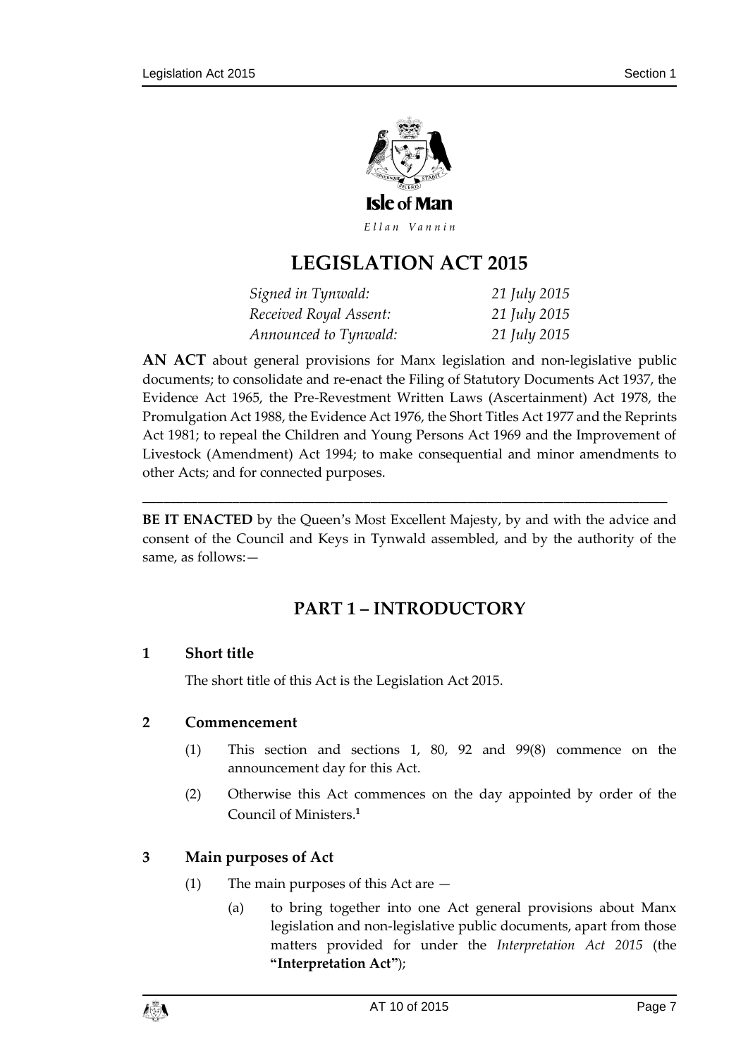Isle of Man

*Ellan Vannin*

# LEGISLATION ACT 2015

| | |
|---|---|
| *Signed in Tynwald:* | *21 July 2015* |
| *Received Royal Assent:* | *21 July 2015* |
| *Announced to Tynwald:* | *21 July 2015* |

**AN ACT** about general provisions for Manx legislation and non-legislative public documents; to consolidate and re-enact the Filing of Statutory Documents Act 1937, the Evidence Act 1965, the Pre-Revestment Written Laws (Ascertainment) Act 1978, the Promulgation Act 1988, the Evidence Act 1976, the Short Titles Act 1977 and the Reprints Act 1981; to repeal the Children and Young Persons Act 1969 and the Improvement of Livestock (Amendment) Act 1994; to make consequential and minor amendments to other Acts; and for connected purposes.

---

**BE IT ENACTED** by the Queen's Most Excellent Majesty, by and with the advice and consent of the Council and Keys in Tynwald assembled, and by the authority of the same, as follows:—

## PART 1 – INTRODUCTORY

### 1 Short title

The short title of this Act is the Legislation Act 2015.

### 2 Commencement

(1) This section and sections 1, 80, 92 and 99(8) commence on the announcement day for this Act.

(2) Otherwise this Act commences on the day appointed by order of the Council of Ministers.[1]

### 3 Main purposes of Act

(1) The main purposes of this Act are —

(a) to bring together into one Act general provisions about Manx legislation and non-legislative public documents, apart from those matters provided for under the *Interpretation Act 2015* (the **"Interpretation Act"**);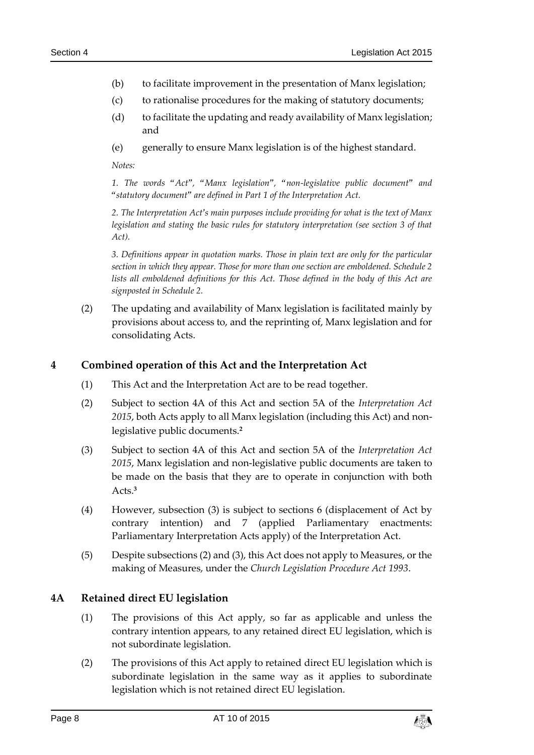(b) to facilitate improvement in the presentation of Manx legislation;

(c) to rationalise procedures for the making of statutory documents;

(d) to facilitate the updating and ready availability of Manx legislation; and

(e) generally to ensure Manx legislation is of the highest standard.

*Notes:*

*1. The words "Act", "Manx legislation", "non-legislative public document" and "statutory document" are defined in Part 1 of the Interpretation Act.*

*2. The Interpretation Act's main purposes include providing for what is the text of Manx legislation and stating the basic rules for statutory interpretation (see section 3 of that Act).*

*3. Definitions appear in quotation marks. Those in plain text are only for the particular section in which they appear. Those for more than one section are emboldened. Schedule 2 lists all emboldened definitions for this Act. Those defined in the body of this Act are signposted in Schedule 2.*

(2) The updating and availability of Manx legislation is facilitated mainly by provisions about access to, and the reprinting of, Manx legislation and for consolidating Acts.

## 4 Combined operation of this Act and the Interpretation Act

(1) This Act and the Interpretation Act are to be read together.

(2) Subject to section 4A of this Act and section 5A of the *Interpretation Act 2015*, both Acts apply to all Manx legislation (including this Act) and non-legislative public documents.[2]

(3) Subject to section 4A of this Act and section 5A of the *Interpretation Act 2015*, Manx legislation and non-legislative public documents are taken to be made on the basis that they are to operate in conjunction with both Acts.[3]

(4) However, subsection (3) is subject to sections 6 (displacement of Act by contrary intention) and 7 (applied Parliamentary enactments: Parliamentary Interpretation Acts apply) of the Interpretation Act.

(5) Despite subsections (2) and (3), this Act does not apply to Measures, or the making of Measures, under the *Church Legislation Procedure Act 1993*.

## 4A Retained direct EU legislation

(1) The provisions of this Act apply, so far as applicable and unless the contrary intention appears, to any retained direct EU legislation, which is not subordinate legislation.

(2) The provisions of this Act apply to retained direct EU legislation which is subordinate legislation in the same way as it applies to subordinate legislation which is not retained direct EU legislation.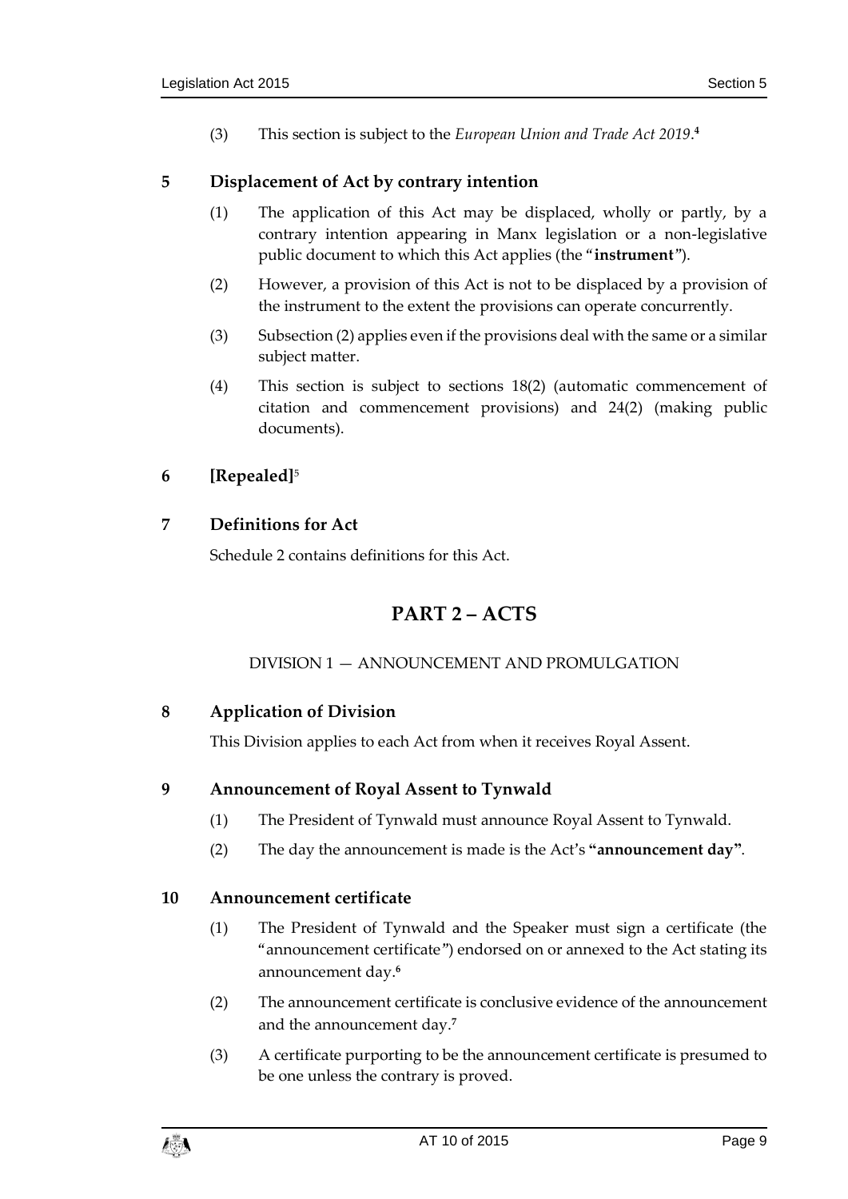(3) This section is subject to the *European Union and Trade Act 2019*.[4]

### 5 Displacement of Act by contrary intention

(1) The application of this Act may be displaced, wholly or partly, by a contrary intention appearing in Manx legislation or a non-legislative public document to which this Act applies (the "**instrument**").

(2) However, a provision of this Act is not to be displaced by a provision of the instrument to the extent the provisions can operate concurrently.

(3) Subsection (2) applies even if the provisions deal with the same or a similar subject matter.

(4) This section is subject to sections 18(2) (automatic commencement of citation and commencement provisions) and 24(2) (making public documents).

### 6 [Repealed][5]

### 7 Definitions for Act

Schedule 2 contains definitions for this Act.

## PART 2 – ACTS

DIVISION 1 — ANNOUNCEMENT AND PROMULGATION

### 8 Application of Division

This Division applies to each Act from when it receives Royal Assent.

### 9 Announcement of Royal Assent to Tynwald

(1) The President of Tynwald must announce Royal Assent to Tynwald.

(2) The day the announcement is made is the Act's **"announcement day"**.

### 10 Announcement certificate

(1) The President of Tynwald and the Speaker must sign a certificate (the "announcement certificate") endorsed on or annexed to the Act stating its announcement day.[6]

(2) The announcement certificate is conclusive evidence of the announcement and the announcement day.[7]

(3) A certificate purporting to be the announcement certificate is presumed to be one unless the contrary is proved.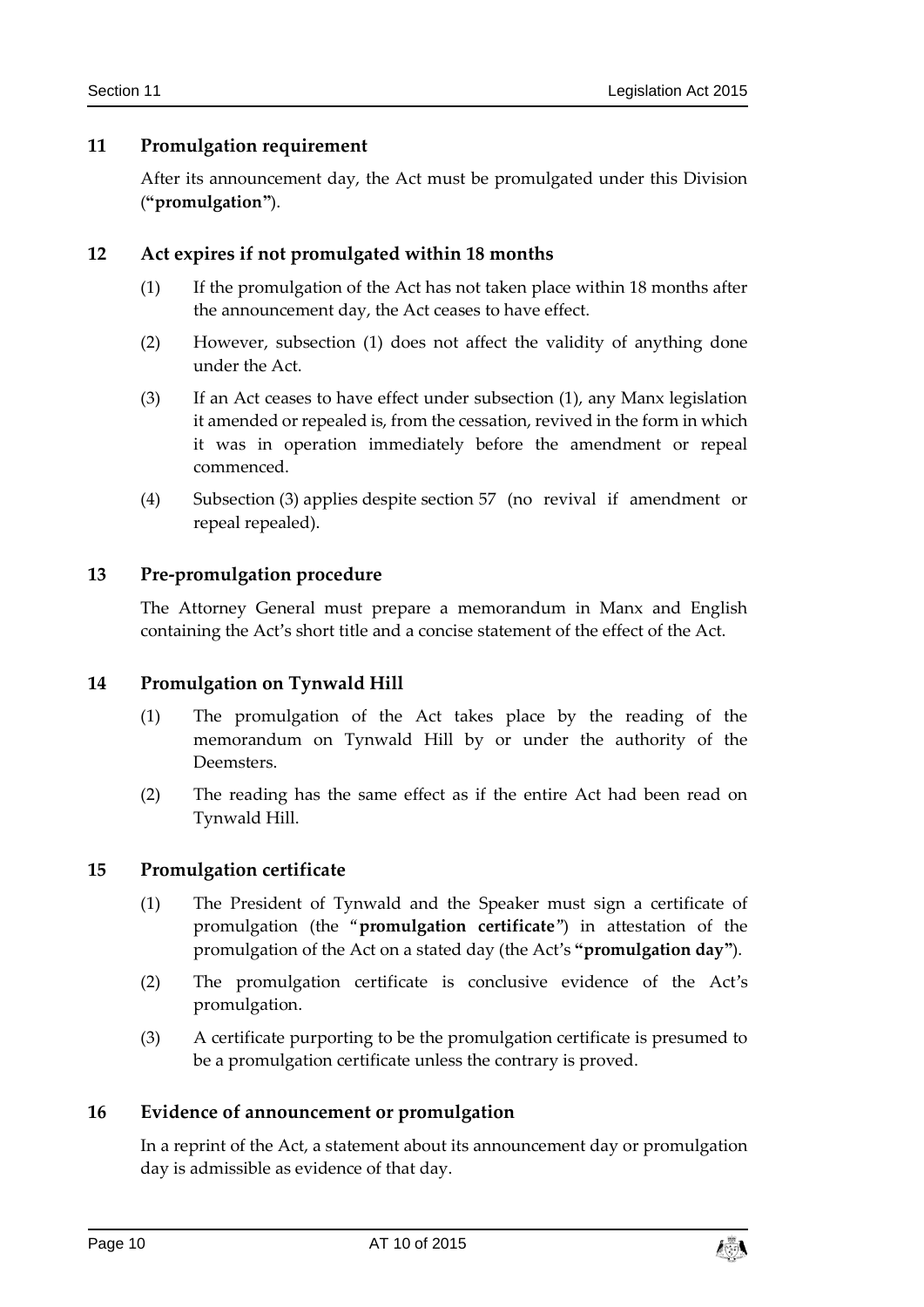### 11 Promulgation requirement

After its announcement day, the Act must be promulgated under this Division (**"promulgation"**).

### 12 Act expires if not promulgated within 18 months

(1) If the promulgation of the Act has not taken place within 18 months after the announcement day, the Act ceases to have effect.

(2) However, subsection (1) does not affect the validity of anything done under the Act.

(3) If an Act ceases to have effect under subsection (1), any Manx legislation it amended or repealed is, from the cessation, revived in the form in which it was in operation immediately before the amendment or repeal commenced.

(4) Subsection (3) applies despite section 57 (no revival if amendment or repeal repealed).

### 13 Pre-promulgation procedure

The Attorney General must prepare a memorandum in Manx and English containing the Act's short title and a concise statement of the effect of the Act.

### 14 Promulgation on Tynwald Hill

(1) The promulgation of the Act takes place by the reading of the memorandum on Tynwald Hill by or under the authority of the Deemsters.

(2) The reading has the same effect as if the entire Act had been read on Tynwald Hill.

### 15 Promulgation certificate

(1) The President of Tynwald and the Speaker must sign a certificate of promulgation (the "**promulgation certificate**") in attestation of the promulgation of the Act on a stated day (the Act's **"promulgation day"**).

(2) The promulgation certificate is conclusive evidence of the Act's promulgation.

(3) A certificate purporting to be the promulgation certificate is presumed to be a promulgation certificate unless the contrary is proved.

### 16 Evidence of announcement or promulgation

In a reprint of the Act, a statement about its announcement day or promulgation day is admissible as evidence of that day.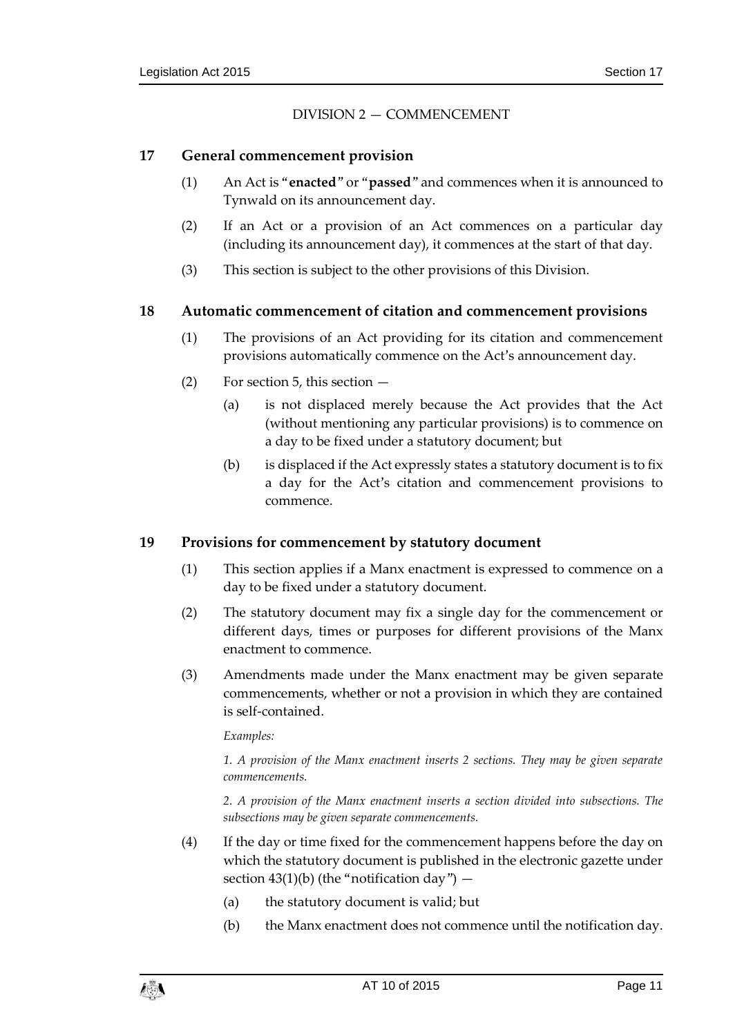DIVISION 2 — COMMENCEMENT

## 17 General commencement provision

(1) An Act is "**enacted**" or "**passed**" and commences when it is announced to Tynwald on its announcement day.

(2) If an Act or a provision of an Act commences on a particular day (including its announcement day), it commences at the start of that day.

(3) This section is subject to the other provisions of this Division.

## 18 Automatic commencement of citation and commencement provisions

(1) The provisions of an Act providing for its citation and commencement provisions automatically commence on the Act's announcement day.

(2) For section 5, this section —

(a) is not displaced merely because the Act provides that the Act (without mentioning any particular provisions) is to commence on a day to be fixed under a statutory document; but

(b) is displaced if the Act expressly states a statutory document is to fix a day for the Act's citation and commencement provisions to commence.

## 19 Provisions for commencement by statutory document

(1) This section applies if a Manx enactment is expressed to commence on a day to be fixed under a statutory document.

(2) The statutory document may fix a single day for the commencement or different days, times or purposes for different provisions of the Manx enactment to commence.

(3) Amendments made under the Manx enactment may be given separate commencements, whether or not a provision in which they are contained is self-contained.

*Examples:*

*1. A provision of the Manx enactment inserts 2 sections. They may be given separate commencements.*

*2. A provision of the Manx enactment inserts a section divided into subsections. The subsections may be given separate commencements.*

(4) If the day or time fixed for the commencement happens before the day on which the statutory document is published in the electronic gazette under section 43(1)(b) (the "notification day") —

(a) the statutory document is valid; but

(b) the Manx enactment does not commence until the notification day.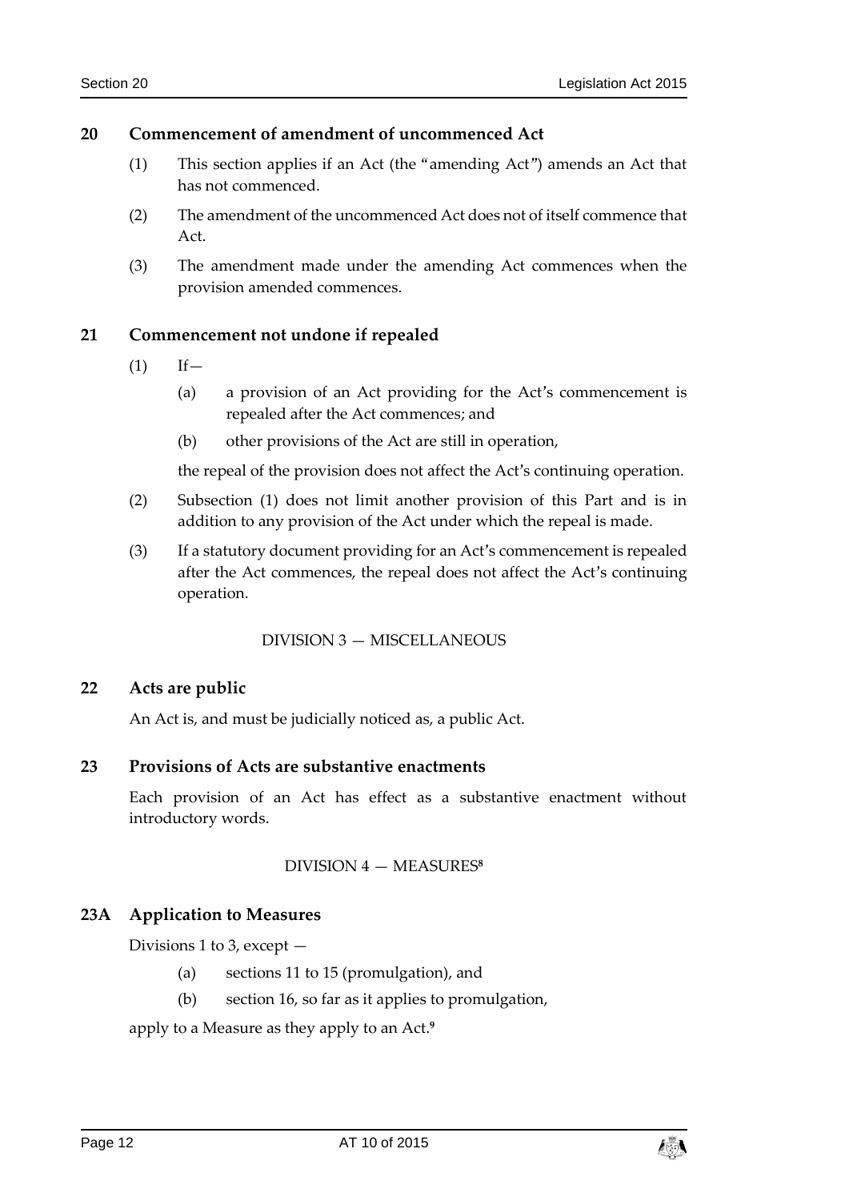## 20 Commencement of amendment of uncommenced Act

(1) This section applies if an Act (the "amending Act") amends an Act that has not commenced.

(2) The amendment of the uncommenced Act does not of itself commence that Act.

(3) The amendment made under the amending Act commences when the provision amended commences.

## 21 Commencement not undone if repealed

(1) If—

(a) a provision of an Act providing for the Act's commencement is repealed after the Act commences; and

(b) other provisions of the Act are still in operation,

the repeal of the provision does not affect the Act's continuing operation.

(2) Subsection (1) does not limit another provision of this Part and is in addition to any provision of the Act under which the repeal is made.

(3) If a statutory document providing for an Act's commencement is repealed after the Act commences, the repeal does not affect the Act's continuing operation.

### DIVISION 3 — MISCELLANEOUS

## 22 Acts are public

An Act is, and must be judicially noticed as, a public Act.

## 23 Provisions of Acts are substantive enactments

Each provision of an Act has effect as a substantive enactment without introductory words.

### DIVISION 4 — MEASURES[8]

## 23A Application to Measures

Divisions 1 to 3, except —

(a) sections 11 to 15 (promulgation), and

(b) section 16, so far as it applies to promulgation,

apply to a Measure as they apply to an Act.[9]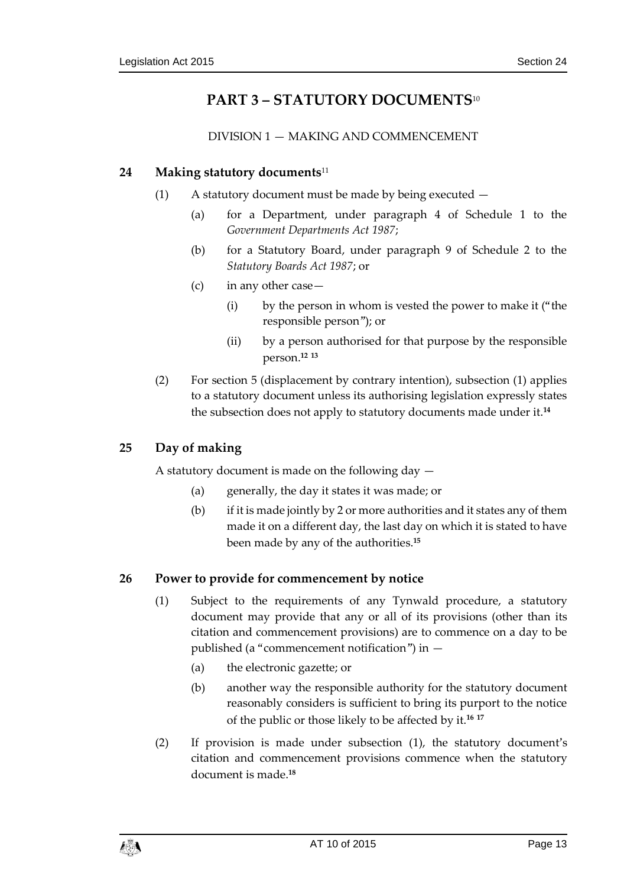# PART 3 – STATUTORY DOCUMENTS[10]

DIVISION 1 — MAKING AND COMMENCEMENT

### 24 Making statutory documents[11]

(1) A statutory document must be made by being executed —

(a) for a Department, under paragraph 4 of Schedule 1 to the *Government Departments Act 1987*;

(b) for a Statutory Board, under paragraph 9 of Schedule 2 to the *Statutory Boards Act 1987*; or

(c) in any other case—

(i) by the person in whom is vested the power to make it ("the responsible person"); or

(ii) by a person authorised for that purpose by the responsible person.[12] [13]

(2) For section 5 (displacement by contrary intention), subsection (1) applies to a statutory document unless its authorising legislation expressly states the subsection does not apply to statutory documents made under it.[14]

### 25 Day of making

A statutory document is made on the following day —

(a) generally, the day it states it was made; or

(b) if it is made jointly by 2 or more authorities and it states any of them made it on a different day, the last day on which it is stated to have been made by any of the authorities.[15]

### 26 Power to provide for commencement by notice

(1) Subject to the requirements of any Tynwald procedure, a statutory document may provide that any or all of its provisions (other than its citation and commencement provisions) are to commence on a day to be published (a "commencement notification") in —

(a) the electronic gazette; or

(b) another way the responsible authority for the statutory document reasonably considers is sufficient to bring its purport to the notice of the public or those likely to be affected by it.[16] [17]

(2) If provision is made under subsection (1), the statutory document's citation and commencement provisions commence when the statutory document is made.[18]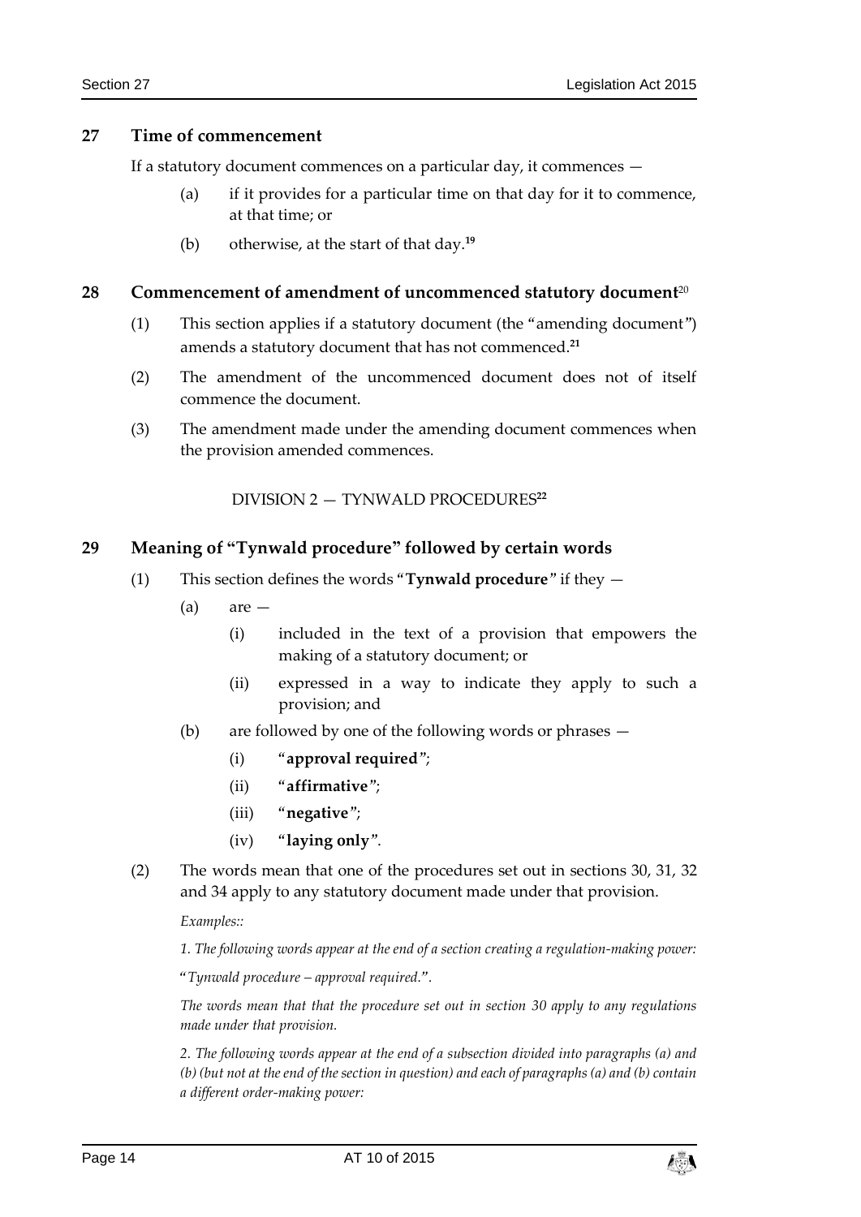## 27 Time of commencement

If a statutory document commences on a particular day, it commences —

(a) if it provides for a particular time on that day for it to commence, at that time; or

(b) otherwise, at the start of that day.[19]

## 28 Commencement of amendment of uncommenced statutory document[20]

(1) This section applies if a statutory document (the "amending document") amends a statutory document that has not commenced.[21]

(2) The amendment of the uncommenced document does not of itself commence the document.

(3) The amendment made under the amending document commences when the provision amended commences.

DIVISION 2 — TYNWALD PROCEDURES[22]

## 29 Meaning of "Tynwald procedure" followed by certain words

(1) This section defines the words "**Tynwald procedure**" if they —

(a) are —

(i) included in the text of a provision that empowers the making of a statutory document; or

(ii) expressed in a way to indicate they apply to such a provision; and

(b) are followed by one of the following words or phrases —

(i) "**approval required**";

(ii) "**affirmative**";

(iii) "**negative**";

(iv) "**laying only**".

(2) The words mean that one of the procedures set out in sections 30, 31, 32 and 34 apply to any statutory document made under that provision.

*Examples::*

*1. The following words appear at the end of a section creating a regulation-making power:*

"*Tynwald procedure – approval required.*".

*The words mean that that the procedure set out in section 30 apply to any regulations made under that provision.*

*2. The following words appear at the end of a subsection divided into paragraphs (a) and (b) (but not at the end of the section in question) and each of paragraphs (a) and (b) contain a different order-making power:*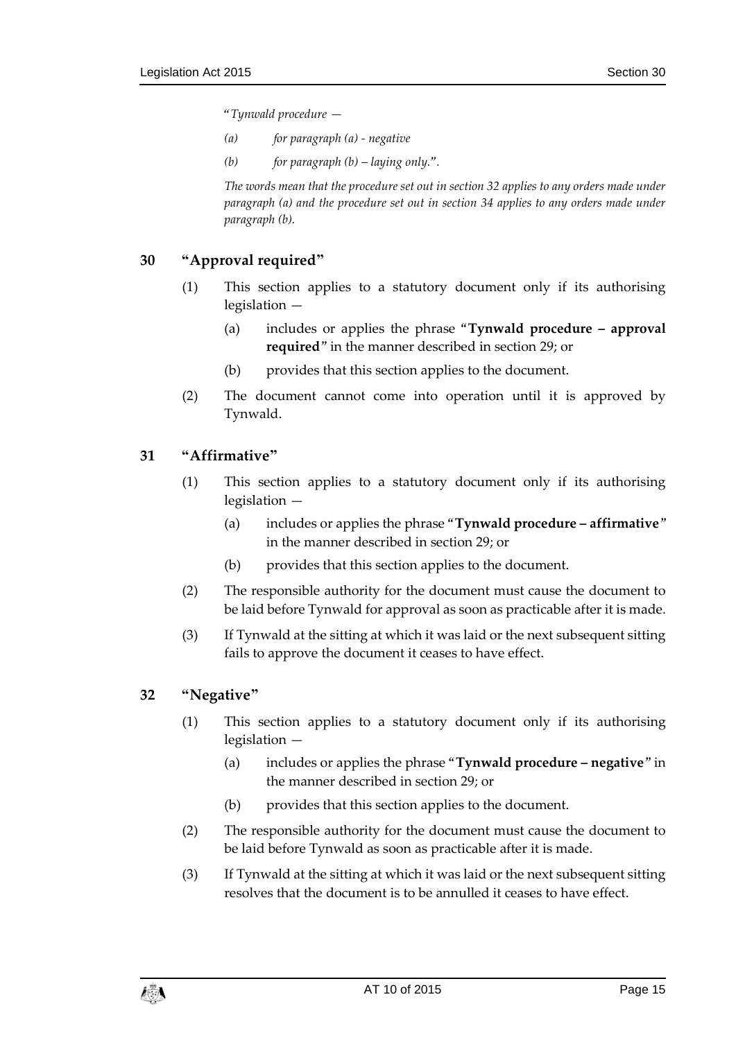*"Tynwald procedure —*

*(a) for paragraph (a) - negative*

*(b) for paragraph (b) – laying only."*.

*The words mean that the procedure set out in section 32 applies to any orders made under paragraph (a) and the procedure set out in section 34 applies to any orders made under paragraph (b).*

## 30 "Approval required"

(1) This section applies to a statutory document only if its authorising legislation —

(a) includes or applies the phrase "**Tynwald procedure – approval required**" in the manner described in section 29; or

(b) provides that this section applies to the document.

(2) The document cannot come into operation until it is approved by Tynwald.

## 31 "Affirmative"

(1) This section applies to a statutory document only if its authorising legislation —

(a) includes or applies the phrase "**Tynwald procedure – affirmative**" in the manner described in section 29; or

(b) provides that this section applies to the document.

(2) The responsible authority for the document must cause the document to be laid before Tynwald for approval as soon as practicable after it is made.

(3) If Tynwald at the sitting at which it was laid or the next subsequent sitting fails to approve the document it ceases to have effect.

## 32 "Negative"

(1) This section applies to a statutory document only if its authorising legislation —

(a) includes or applies the phrase "**Tynwald procedure – negative**" in the manner described in section 29; or

(b) provides that this section applies to the document.

(2) The responsible authority for the document must cause the document to be laid before Tynwald as soon as practicable after it is made.

(3) If Tynwald at the sitting at which it was laid or the next subsequent sitting resolves that the document is to be annulled it ceases to have effect.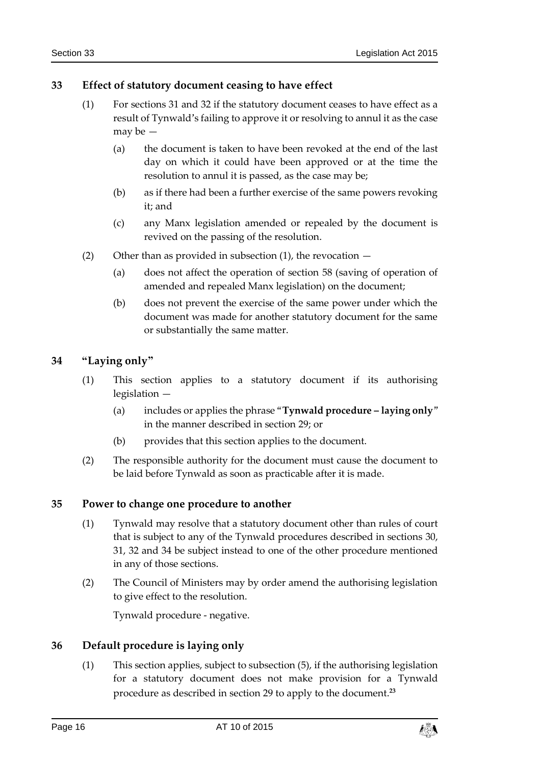## 33 Effect of statutory document ceasing to have effect

(1) For sections 31 and 32 if the statutory document ceases to have effect as a result of Tynwald's failing to approve it or resolving to annul it as the case may be —

(a) the document is taken to have been revoked at the end of the last day on which it could have been approved or at the time the resolution to annul it is passed, as the case may be;

(b) as if there had been a further exercise of the same powers revoking it; and

(c) any Manx legislation amended or repealed by the document is revived on the passing of the resolution.

(2) Other than as provided in subsection (1), the revocation —

(a) does not affect the operation of section 58 (saving of operation of amended and repealed Manx legislation) on the document;

(b) does not prevent the exercise of the same power under which the document was made for another statutory document for the same or substantially the same matter.

## 34 "Laying only"

(1) This section applies to a statutory document if its authorising legislation —

(a) includes or applies the phrase "**Tynwald procedure – laying only**" in the manner described in section 29; or

(b) provides that this section applies to the document.

(2) The responsible authority for the document must cause the document to be laid before Tynwald as soon as practicable after it is made.

## 35 Power to change one procedure to another

(1) Tynwald may resolve that a statutory document other than rules of court that is subject to any of the Tynwald procedures described in sections 30, 31, 32 and 34 be subject instead to one of the other procedure mentioned in any of those sections.

(2) The Council of Ministers may by order amend the authorising legislation to give effect to the resolution.

Tynwald procedure - negative.

## 36 Default procedure is laying only

(1) This section applies, subject to subsection (5), if the authorising legislation for a statutory document does not make provision for a Tynwald procedure as described in section 29 to apply to the document.[23]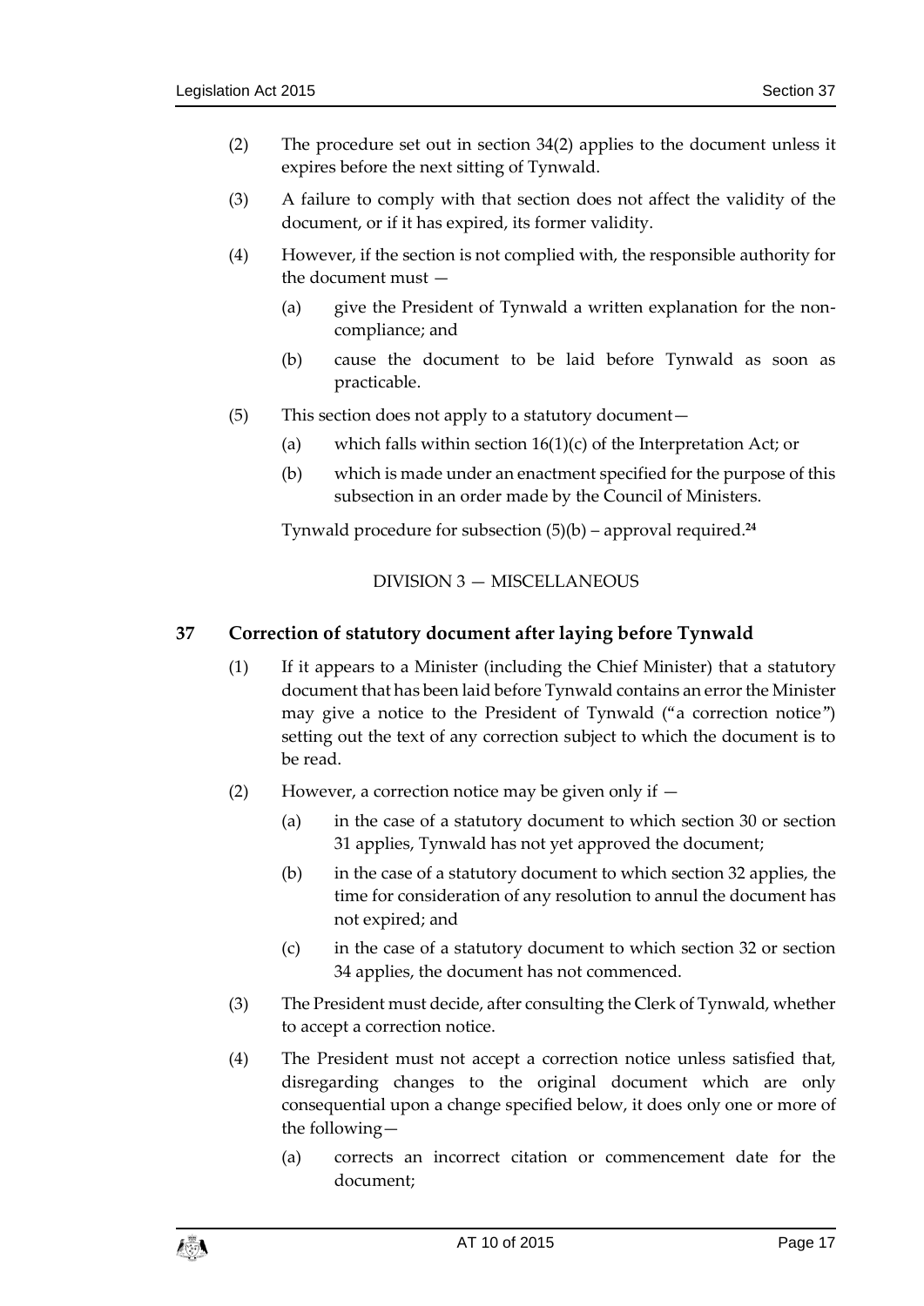(2) The procedure set out in section 34(2) applies to the document unless it expires before the next sitting of Tynwald.

(3) A failure to comply with that section does not affect the validity of the document, or if it has expired, its former validity.

(4) However, if the section is not complied with, the responsible authority for the document must —

(a) give the President of Tynwald a written explanation for the non-compliance; and

(b) cause the document to be laid before Tynwald as soon as practicable.

(5) This section does not apply to a statutory document—

(a) which falls within section 16(1)(c) of the Interpretation Act; or

(b) which is made under an enactment specified for the purpose of this subsection in an order made by the Council of Ministers.

Tynwald procedure for subsection (5)(b) – approval required.[24]

DIVISION 3 — MISCELLANEOUS

## 37 Correction of statutory document after laying before Tynwald

(1) If it appears to a Minister (including the Chief Minister) that a statutory document that has been laid before Tynwald contains an error the Minister may give a notice to the President of Tynwald ("a correction notice") setting out the text of any correction subject to which the document is to be read.

(2) However, a correction notice may be given only if —

(a) in the case of a statutory document to which section 30 or section 31 applies, Tynwald has not yet approved the document;

(b) in the case of a statutory document to which section 32 applies, the time for consideration of any resolution to annul the document has not expired; and

(c) in the case of a statutory document to which section 32 or section 34 applies, the document has not commenced.

(3) The President must decide, after consulting the Clerk of Tynwald, whether to accept a correction notice.

(4) The President must not accept a correction notice unless satisfied that, disregarding changes to the original document which are only consequential upon a change specified below, it does only one or more of the following—

(a) corrects an incorrect citation or commencement date for the document;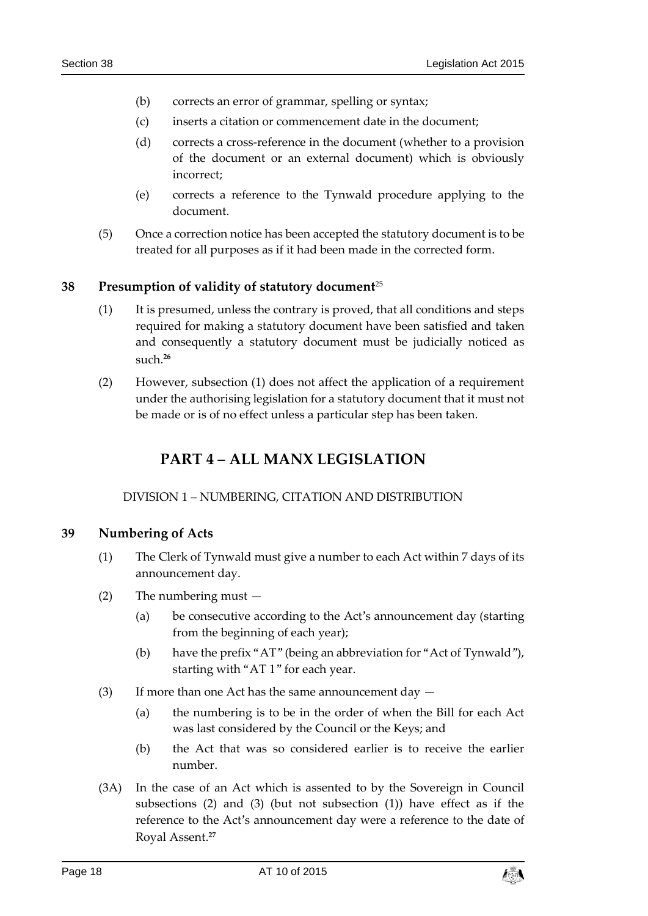(b) corrects an error of grammar, spelling or syntax;

(c) inserts a citation or commencement date in the document;

(d) corrects a cross-reference in the document (whether to a provision of the document or an external document) which is obviously incorrect;

(e) corrects a reference to the Tynwald procedure applying to the document.

(5) Once a correction notice has been accepted the statutory document is to be treated for all purposes as if it had been made in the corrected form.

### 38 Presumption of validity of statutory document[25]

(1) It is presumed, unless the contrary is proved, that all conditions and steps required for making a statutory document have been satisfied and taken and consequently a statutory document must be judicially noticed as such.[26]

(2) However, subsection (1) does not affect the application of a requirement under the authorising legislation for a statutory document that it must not be made or is of no effect unless a particular step has been taken.

## PART 4 – ALL MANX LEGISLATION

DIVISION 1 – NUMBERING, CITATION AND DISTRIBUTION

### 39 Numbering of Acts

(1) The Clerk of Tynwald must give a number to each Act within 7 days of its announcement day.

(2) The numbering must —

(a) be consecutive according to the Act's announcement day (starting from the beginning of each year);

(b) have the prefix "AT" (being an abbreviation for "Act of Tynwald"), starting with "AT 1" for each year.

(3) If more than one Act has the same announcement day —

(a) the numbering is to be in the order of when the Bill for each Act was last considered by the Council or the Keys; and

(b) the Act that was so considered earlier is to receive the earlier number.

(3A) In the case of an Act which is assented to by the Sovereign in Council subsections (2) and (3) (but not subsection (1)) have effect as if the reference to the Act's announcement day were a reference to the date of Royal Assent.[27]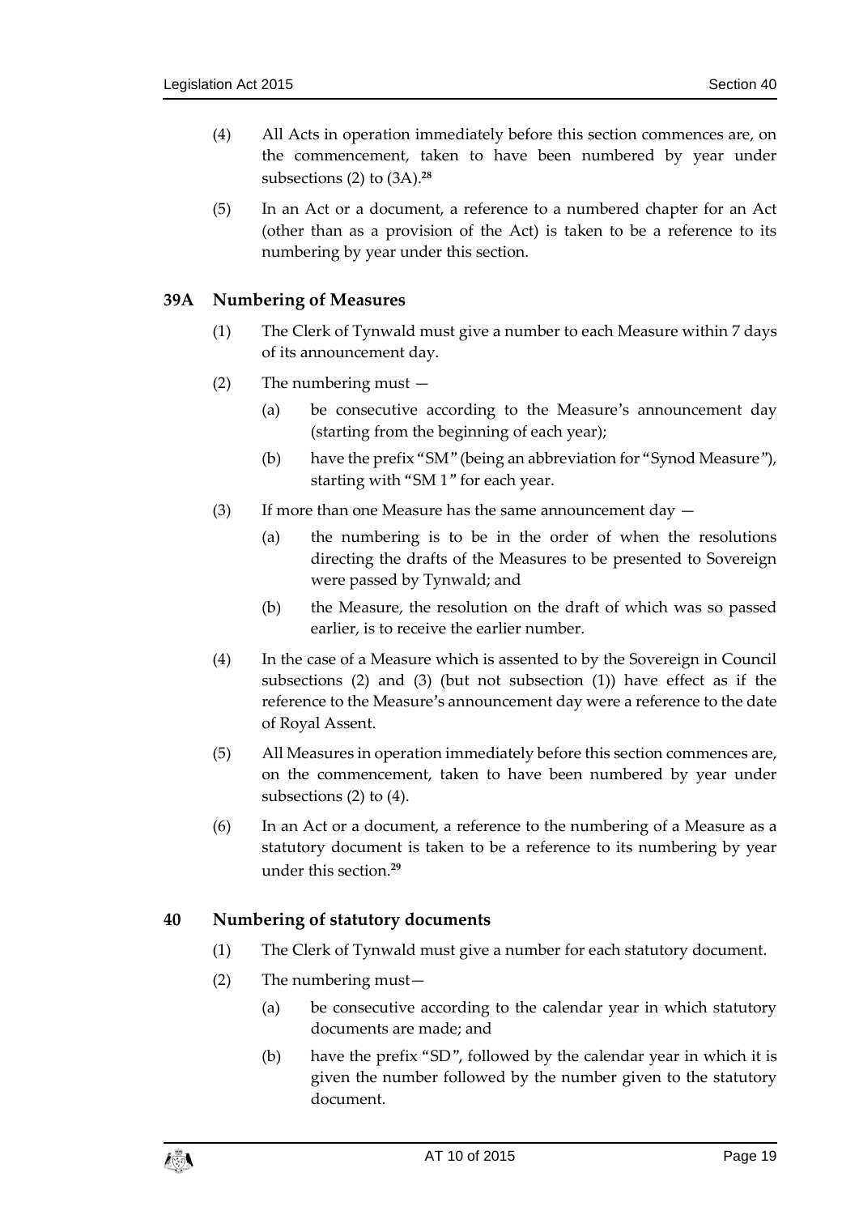(4) All Acts in operation immediately before this section commences are, on the commencement, taken to have been numbered by year under subsections (2) to (3A).[28]

(5) In an Act or a document, a reference to a numbered chapter for an Act (other than as a provision of the Act) is taken to be a reference to its numbering by year under this section.

### 39A Numbering of Measures

(1) The Clerk of Tynwald must give a number to each Measure within 7 days of its announcement day.

(2) The numbering must —

(a) be consecutive according to the Measure's announcement day (starting from the beginning of each year);

(b) have the prefix "SM" (being an abbreviation for "Synod Measure"), starting with "SM 1" for each year.

(3) If more than one Measure has the same announcement day —

(a) the numbering is to be in the order of when the resolutions directing the drafts of the Measures to be presented to Sovereign were passed by Tynwald; and

(b) the Measure, the resolution on the draft of which was so passed earlier, is to receive the earlier number.

(4) In the case of a Measure which is assented to by the Sovereign in Council subsections (2) and (3) (but not subsection (1)) have effect as if the reference to the Measure's announcement day were a reference to the date of Royal Assent.

(5) All Measures in operation immediately before this section commences are, on the commencement, taken to have been numbered by year under subsections (2) to (4).

(6) In an Act or a document, a reference to the numbering of a Measure as a statutory document is taken to be a reference to its numbering by year under this section.[29]

### 40 Numbering of statutory documents

(1) The Clerk of Tynwald must give a number for each statutory document.

(2) The numbering must—

(a) be consecutive according to the calendar year in which statutory documents are made; and

(b) have the prefix "SD", followed by the calendar year in which it is given the number followed by the number given to the statutory document.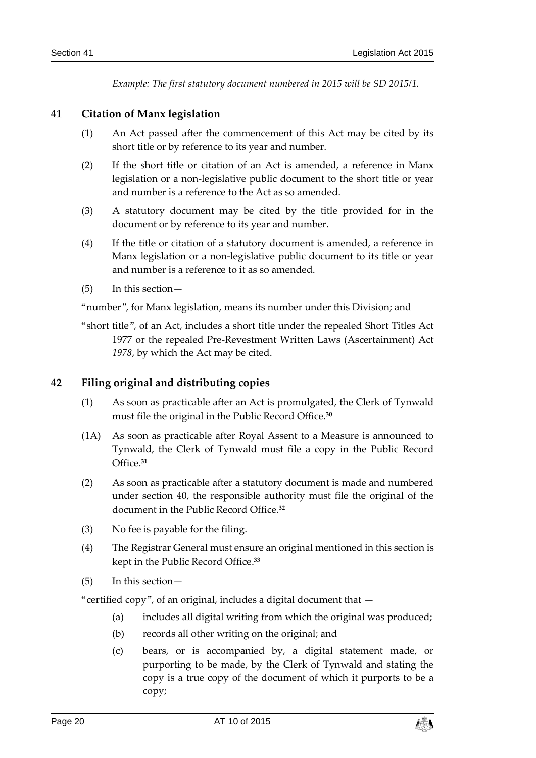*Example: The first statutory document numbered in 2015 will be SD 2015/1.*

## 41 Citation of Manx legislation

(1) An Act passed after the commencement of this Act may be cited by its short title or by reference to its year and number.

(2) If the short title or citation of an Act is amended, a reference in Manx legislation or a non-legislative public document to the short title or year and number is a reference to the Act as so amended.

(3) A statutory document may be cited by the title provided for in the document or by reference to its year and number.

(4) If the title or citation of a statutory document is amended, a reference in Manx legislation or a non-legislative public document to its title or year and number is a reference to it as so amended.

(5) In this section—

"number", for Manx legislation, means its number under this Division; and

"short title", of an Act, includes a short title under the repealed Short Titles Act 1977 or the repealed Pre-Revestment Written Laws (Ascertainment) Act *1978*, by which the Act may be cited.

## 42 Filing original and distributing copies

(1) As soon as practicable after an Act is promulgated, the Clerk of Tynwald must file the original in the Public Record Office.[30]

(1A) As soon as practicable after Royal Assent to a Measure is announced to Tynwald, the Clerk of Tynwald must file a copy in the Public Record Office.[31]

(2) As soon as practicable after a statutory document is made and numbered under section 40, the responsible authority must file the original of the document in the Public Record Office.[32]

(3) No fee is payable for the filing.

(4) The Registrar General must ensure an original mentioned in this section is kept in the Public Record Office.[33]

(5) In this section—

"certified copy", of an original, includes a digital document that —

(a) includes all digital writing from which the original was produced;

(b) records all other writing on the original; and

(c) bears, or is accompanied by, a digital statement made, or purporting to be made, by the Clerk of Tynwald and stating the copy is a true copy of the document of which it purports to be a copy;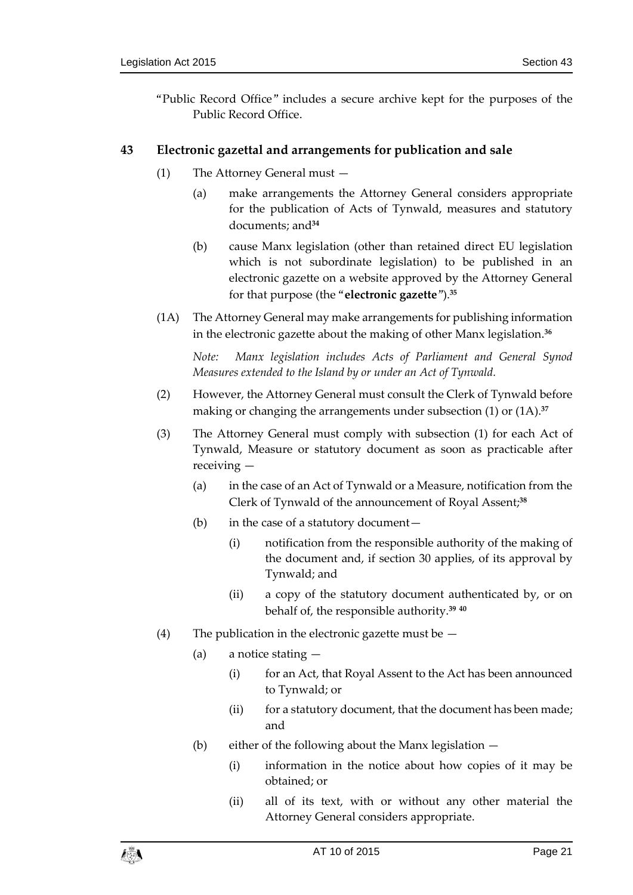"Public Record Office" includes a secure archive kept for the purposes of the Public Record Office.

## 43 Electronic gazettal and arrangements for publication and sale

(1) The Attorney General must —

(a) make arrangements the Attorney General considers appropriate for the publication of Acts of Tynwald, measures and statutory documents; and[34]

(b) cause Manx legislation (other than retained direct EU legislation which is not subordinate legislation) to be published in an electronic gazette on a website approved by the Attorney General for that purpose (the "**electronic gazette**").[35]

(1A) The Attorney General may make arrangements for publishing information in the electronic gazette about the making of other Manx legislation.[36]

*Note: Manx legislation includes Acts of Parliament and General Synod Measures extended to the Island by or under an Act of Tynwald.*

(2) However, the Attorney General must consult the Clerk of Tynwald before making or changing the arrangements under subsection (1) or (1A).[37]

(3) The Attorney General must comply with subsection (1) for each Act of Tynwald, Measure or statutory document as soon as practicable after receiving —

(a) in the case of an Act of Tynwald or a Measure, notification from the Clerk of Tynwald of the announcement of Royal Assent;[38]

(b) in the case of a statutory document—

(i) notification from the responsible authority of the making of the document and, if section 30 applies, of its approval by Tynwald; and

(ii) a copy of the statutory document authenticated by, or on behalf of, the responsible authority.[39] [40]

(4) The publication in the electronic gazette must be —

(a) a notice stating —

(i) for an Act, that Royal Assent to the Act has been announced to Tynwald; or

(ii) for a statutory document, that the document has been made; and

(b) either of the following about the Manx legislation —

(i) information in the notice about how copies of it may be obtained; or

(ii) all of its text, with or without any other material the Attorney General considers appropriate.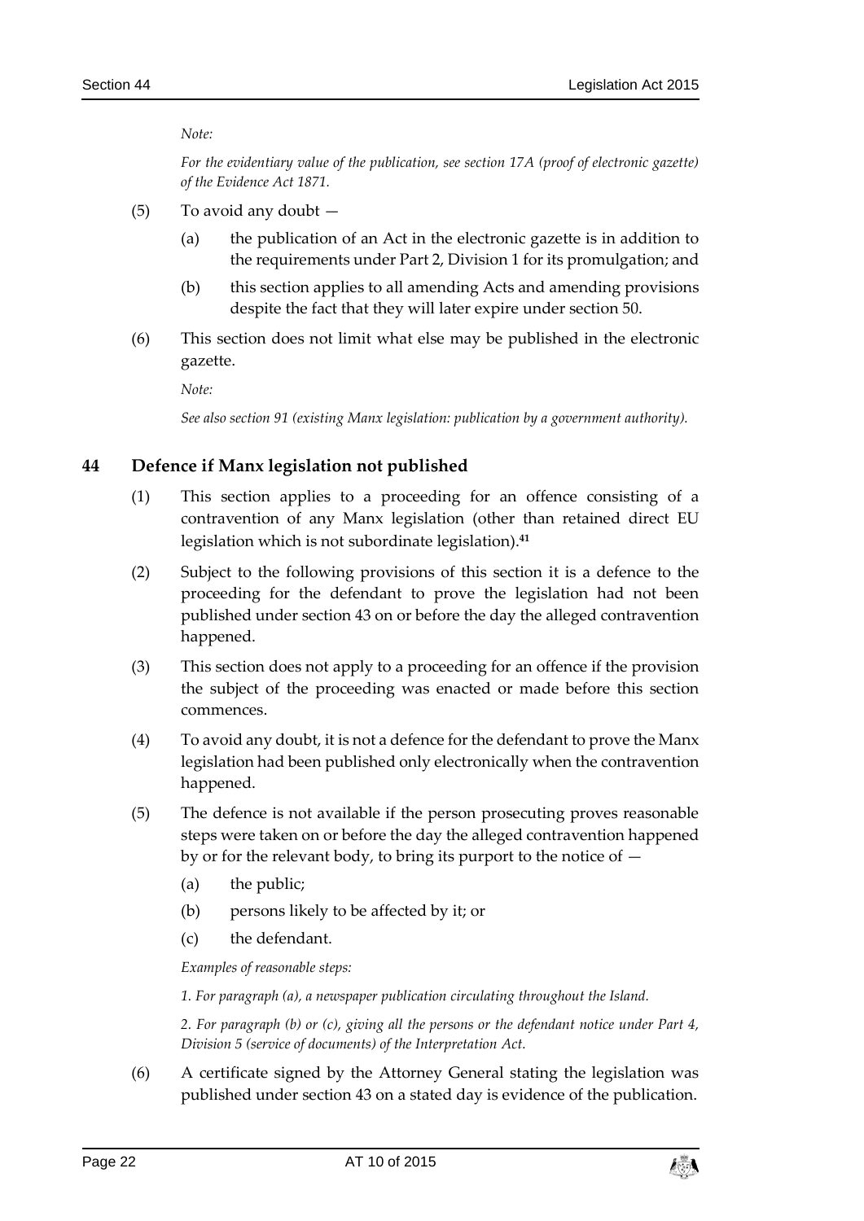*Note:*

*For the evidentiary value of the publication, see section 17A (proof of electronic gazette) of the Evidence Act 1871.*

(5) To avoid any doubt —

(a) the publication of an Act in the electronic gazette is in addition to the requirements under Part 2, Division 1 for its promulgation; and

(b) this section applies to all amending Acts and amending provisions despite the fact that they will later expire under section 50.

(6) This section does not limit what else may be published in the electronic gazette.

*Note:*

*See also section 91 (existing Manx legislation: publication by a government authority).*

## 44 Defence if Manx legislation not published

(1) This section applies to a proceeding for an offence consisting of a contravention of any Manx legislation (other than retained direct EU legislation which is not subordinate legislation).[41]

(2) Subject to the following provisions of this section it is a defence to the proceeding for the defendant to prove the legislation had not been published under section 43 on or before the day the alleged contravention happened.

(3) This section does not apply to a proceeding for an offence if the provision the subject of the proceeding was enacted or made before this section commences.

(4) To avoid any doubt, it is not a defence for the defendant to prove the Manx legislation had been published only electronically when the contravention happened.

(5) The defence is not available if the person prosecuting proves reasonable steps were taken on or before the day the alleged contravention happened by or for the relevant body, to bring its purport to the notice of —

(a) the public;

(b) persons likely to be affected by it; or

(c) the defendant.

*Examples of reasonable steps:*

*1. For paragraph (a), a newspaper publication circulating throughout the Island.*

*2. For paragraph (b) or (c), giving all the persons or the defendant notice under Part 4, Division 5 (service of documents) of the Interpretation Act.*

(6) A certificate signed by the Attorney General stating the legislation was published under section 43 on a stated day is evidence of the publication.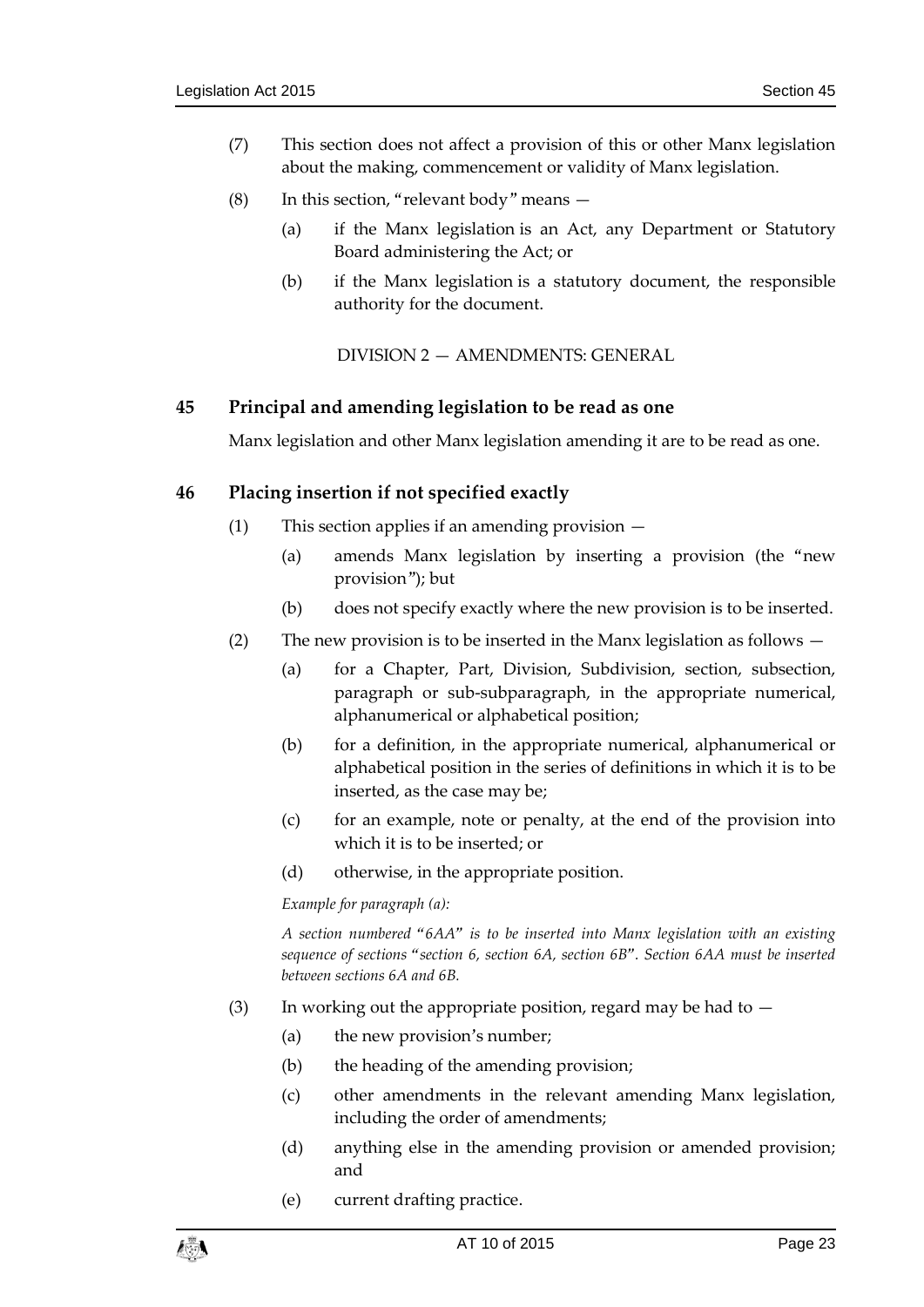(7) This section does not affect a provision of this or other Manx legislation about the making, commencement or validity of Manx legislation.

(8) In this section, "relevant body" means —

(a) if the Manx legislation is an Act, any Department or Statutory Board administering the Act; or

(b) if the Manx legislation is a statutory document, the responsible authority for the document.

DIVISION 2 — AMENDMENTS: GENERAL

### 45 Principal and amending legislation to be read as one

Manx legislation and other Manx legislation amending it are to be read as one.

### 46 Placing insertion if not specified exactly

(1) This section applies if an amending provision —

(a) amends Manx legislation by inserting a provision (the "new provision"); but

(b) does not specify exactly where the new provision is to be inserted.

(2) The new provision is to be inserted in the Manx legislation as follows —

(a) for a Chapter, Part, Division, Subdivision, section, subsection, paragraph or sub-subparagraph, in the appropriate numerical, alphanumerical or alphabetical position;

(b) for a definition, in the appropriate numerical, alphanumerical or alphabetical position in the series of definitions in which it is to be inserted, as the case may be;

(c) for an example, note or penalty, at the end of the provision into which it is to be inserted; or

(d) otherwise, in the appropriate position.

*Example for paragraph (a):*

*A section numbered "6AA" is to be inserted into Manx legislation with an existing sequence of sections "section 6, section 6A, section 6B". Section 6AA must be inserted between sections 6A and 6B.*

(3) In working out the appropriate position, regard may be had to —

(a) the new provision's number;

(b) the heading of the amending provision;

(c) other amendments in the relevant amending Manx legislation, including the order of amendments;

(d) anything else in the amending provision or amended provision; and

(e) current drafting practice.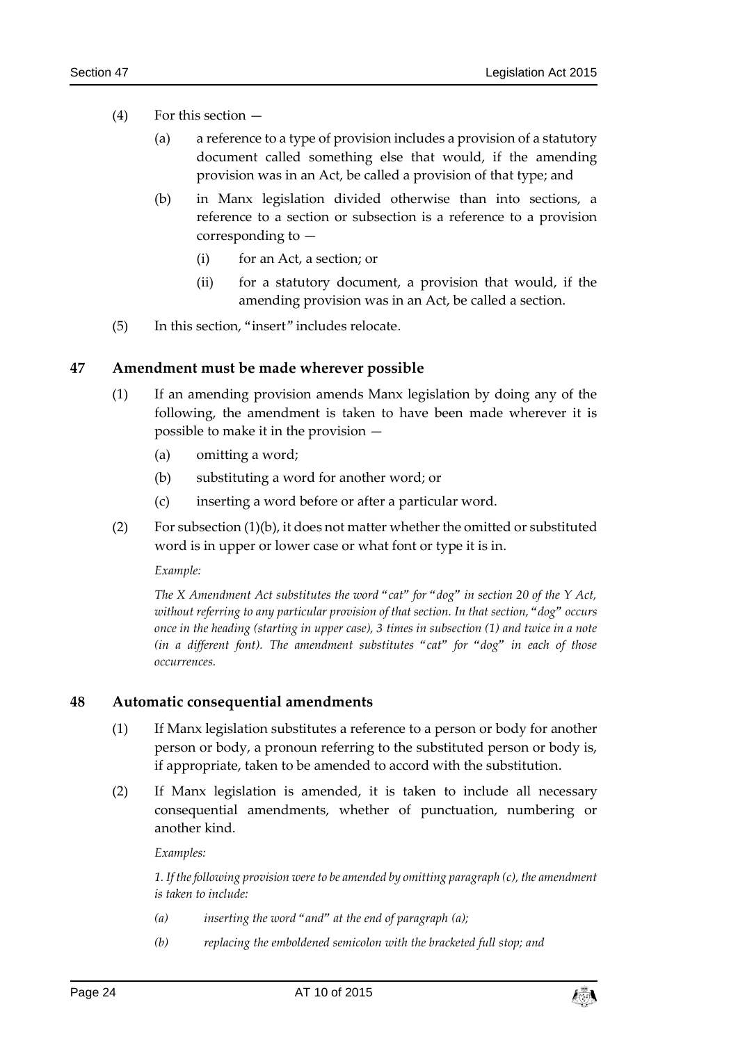(4) For this section —

(a) a reference to a type of provision includes a provision of a statutory document called something else that would, if the amending provision was in an Act, be called a provision of that type; and

(b) in Manx legislation divided otherwise than into sections, a reference to a section or subsection is a reference to a provision corresponding to —

(i) for an Act, a section; or

(ii) for a statutory document, a provision that would, if the amending provision was in an Act, be called a section.

(5) In this section, "insert" includes relocate.

## 47 Amendment must be made wherever possible

(1) If an amending provision amends Manx legislation by doing any of the following, the amendment is taken to have been made wherever it is possible to make it in the provision —

(a) omitting a word;

(b) substituting a word for another word; or

(c) inserting a word before or after a particular word.

(2) For subsection (1)(b), it does not matter whether the omitted or substituted word is in upper or lower case or what font or type it is in.

*Example:*

*The X Amendment Act substitutes the word "cat" for "dog" in section 20 of the Y Act, without referring to any particular provision of that section. In that section, "dog" occurs once in the heading (starting in upper case), 3 times in subsection (1) and twice in a note (in a different font). The amendment substitutes "cat" for "dog" in each of those occurrences.*

## 48 Automatic consequential amendments

(1) If Manx legislation substitutes a reference to a person or body for another person or body, a pronoun referring to the substituted person or body is, if appropriate, taken to be amended to accord with the substitution.

(2) If Manx legislation is amended, it is taken to include all necessary consequential amendments, whether of punctuation, numbering or another kind.

*Examples:*

*1. If the following provision were to be amended by omitting paragraph (c), the amendment is taken to include:*

*(a) inserting the word "and" at the end of paragraph (a);*

*(b) replacing the emboldened semicolon with the bracketed full stop; and*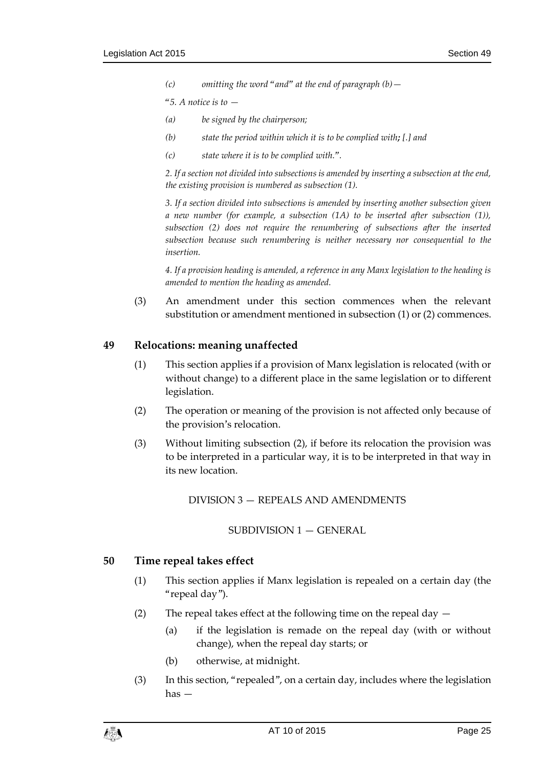*(c)* *omitting the word "and" at the end of paragraph (b)—*

*"5. A notice is to —*

*(a)* *be signed by the chairperson;*

*(b)* *state the period within which it is to be complied with**;** [.] and*

*(c)* *state where it is to be complied with.".*

*2. If a section not divided into subsections is amended by inserting a subsection at the end, the existing provision is numbered as subsection (1).*

*3. If a section divided into subsections is amended by inserting another subsection given a new number (for example, a subsection (1A) to be inserted after subsection (1)), subsection (2) does not require the renumbering of subsections after the inserted subsection because such renumbering is neither necessary nor consequential to the insertion.*

*4. If a provision heading is amended, a reference in any Manx legislation to the heading is amended to mention the heading as amended.*

(3) An amendment under this section commences when the relevant substitution or amendment mentioned in subsection (1) or (2) commences.

## 49 Relocations: meaning unaffected

(1) This section applies if a provision of Manx legislation is relocated (with or without change) to a different place in the same legislation or to different legislation.

(2) The operation or meaning of the provision is not affected only because of the provision's relocation.

(3) Without limiting subsection (2), if before its relocation the provision was to be interpreted in a particular way, it is to be interpreted in that way in its new location.

DIVISION 3 — REPEALS AND AMENDMENTS

SUBDIVISION 1 — GENERAL

## 50 Time repeal takes effect

(1) This section applies if Manx legislation is repealed on a certain day (the "repeal day").

(2) The repeal takes effect at the following time on the repeal day —

(a) if the legislation is remade on the repeal day (with or without change), when the repeal day starts; or

(b) otherwise, at midnight.

(3) In this section, "repealed", on a certain day, includes where the legislation has —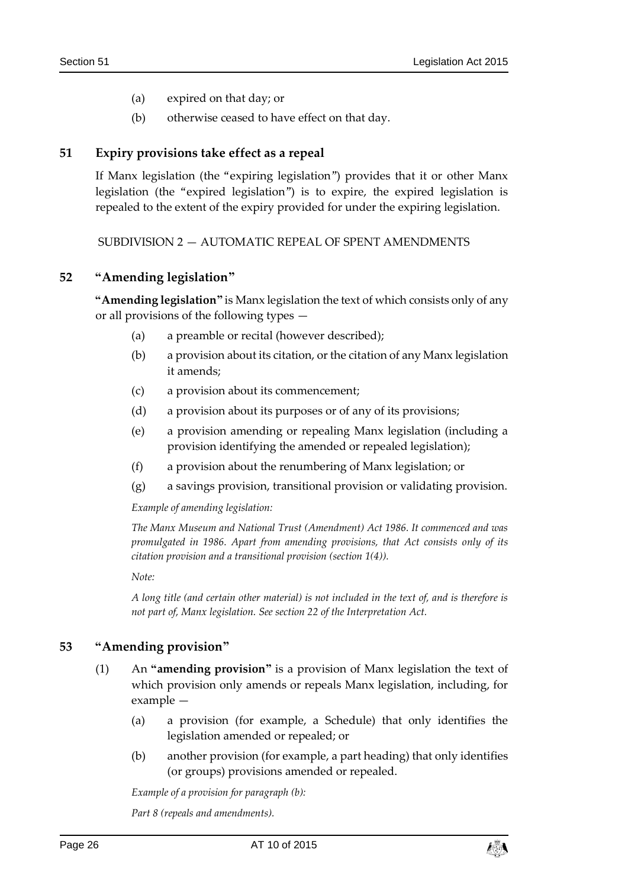(a) expired on that day; or

(b) otherwise ceased to have effect on that day.

## 51 Expiry provisions take effect as a repeal

If Manx legislation (the "expiring legislation") provides that it or other Manx legislation (the "expired legislation") is to expire, the expired legislation is repealed to the extent of the expiry provided for under the expiring legislation.

SUBDIVISION 2 — AUTOMATIC REPEAL OF SPENT AMENDMENTS

## 52 "Amending legislation"

**"Amending legislation"** is Manx legislation the text of which consists only of any or all provisions of the following types —

(a) a preamble or recital (however described);

(b) a provision about its citation, or the citation of any Manx legislation it amends;

(c) a provision about its commencement;

(d) a provision about its purposes or of any of its provisions;

(e) a provision amending or repealing Manx legislation (including a provision identifying the amended or repealed legislation);

(f) a provision about the renumbering of Manx legislation; or

(g) a savings provision, transitional provision or validating provision.

*Example of amending legislation:*

*The Manx Museum and National Trust (Amendment) Act 1986. It commenced and was promulgated in 1986. Apart from amending provisions, that Act consists only of its citation provision and a transitional provision (section 1(4)).*

*Note:*

*A long title (and certain other material) is not included in the text of, and is therefore is not part of, Manx legislation. See section 22 of the Interpretation Act.*

## 53 "Amending provision"

(1) An **"amending provision"** is a provision of Manx legislation the text of which provision only amends or repeals Manx legislation, including, for example —

(a) a provision (for example, a Schedule) that only identifies the legislation amended or repealed; or

(b) another provision (for example, a part heading) that only identifies (or groups) provisions amended or repealed.

*Example of a provision for paragraph (b):*

*Part 8 (repeals and amendments).*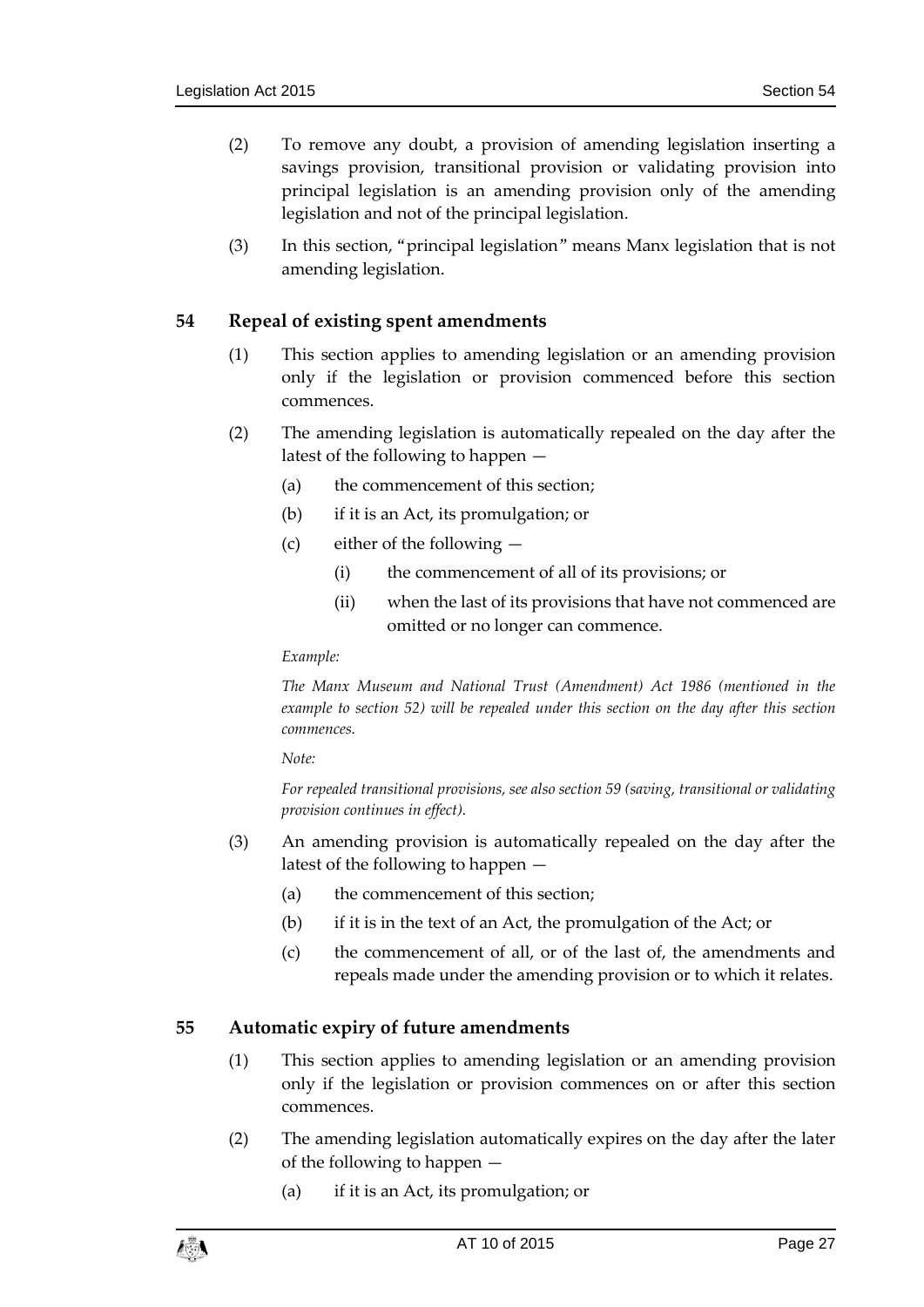(2) To remove any doubt, a provision of amending legislation inserting a savings provision, transitional provision or validating provision into principal legislation is an amending provision only of the amending legislation and not of the principal legislation.

(3) In this section, "principal legislation" means Manx legislation that is not amending legislation.

## 54 Repeal of existing spent amendments

(1) This section applies to amending legislation or an amending provision only if the legislation or provision commenced before this section commences.

(2) The amending legislation is automatically repealed on the day after the latest of the following to happen —

- (a) the commencement of this section;
- (b) if it is an Act, its promulgation; or
- (c) either of the following —
  - (i) the commencement of all of its provisions; or
  - (ii) when the last of its provisions that have not commenced are omitted or no longer can commence.

*Example:*

*The Manx Museum and National Trust (Amendment) Act 1986 (mentioned in the example to section 52) will be repealed under this section on the day after this section commences.*

*Note:*

*For repealed transitional provisions, see also section 59 (saving, transitional or validating provision continues in effect).*

(3) An amending provision is automatically repealed on the day after the latest of the following to happen —

- (a) the commencement of this section;
- (b) if it is in the text of an Act, the promulgation of the Act; or
- (c) the commencement of all, or of the last of, the amendments and repeals made under the amending provision or to which it relates.

## 55 Automatic expiry of future amendments

(1) This section applies to amending legislation or an amending provision only if the legislation or provision commences on or after this section commences.

(2) The amending legislation automatically expires on the day after the later of the following to happen —

- (a) if it is an Act, its promulgation; or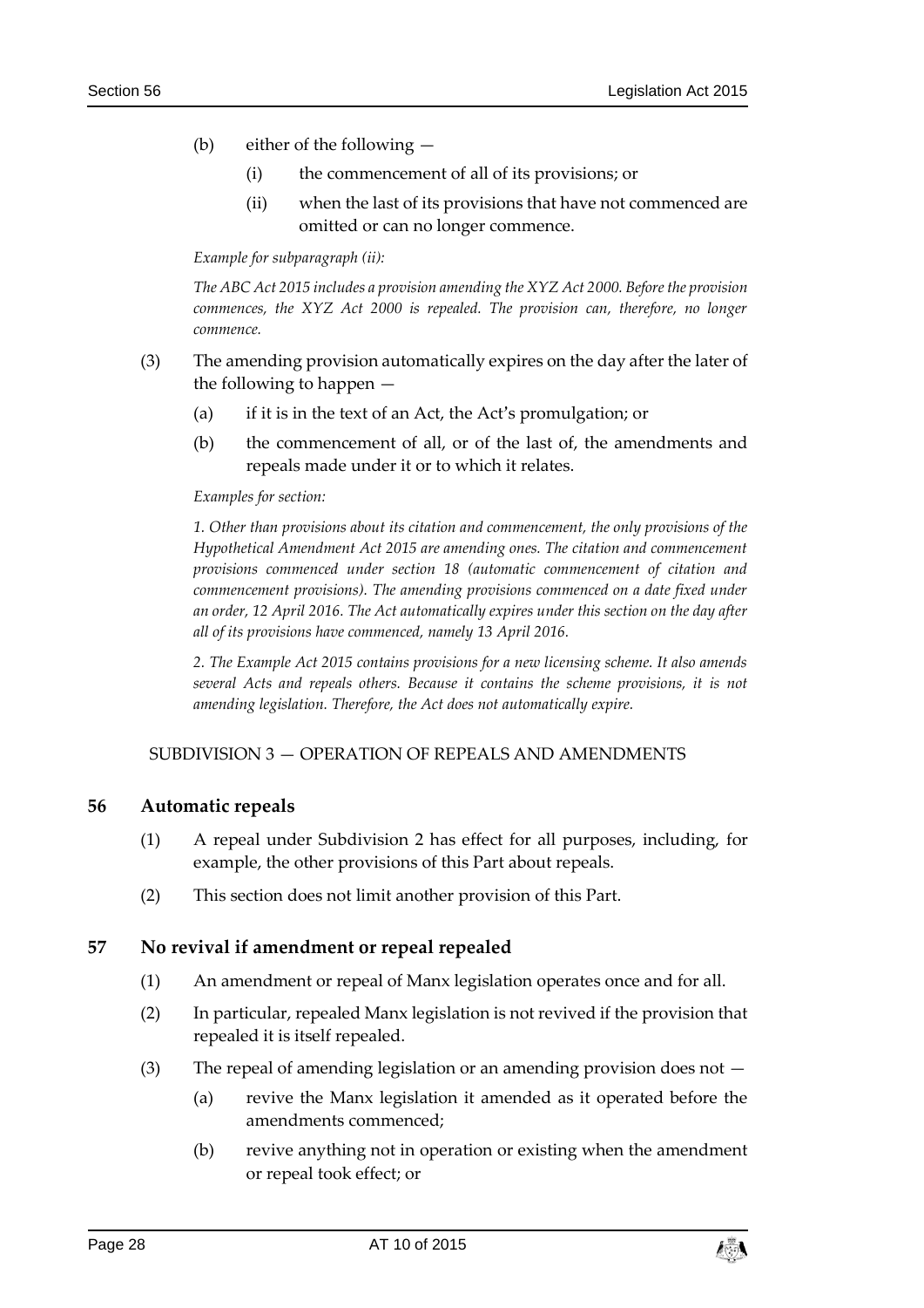(b) either of the following —

(i) the commencement of all of its provisions; or

(ii) when the last of its provisions that have not commenced are omitted or can no longer commence.

*Example for subparagraph (ii):*

*The ABC Act 2015 includes a provision amending the XYZ Act 2000. Before the provision commences, the XYZ Act 2000 is repealed. The provision can, therefore, no longer commence.*

(3) The amending provision automatically expires on the day after the later of the following to happen —

(a) if it is in the text of an Act, the Act's promulgation; or

(b) the commencement of all, or of the last of, the amendments and repeals made under it or to which it relates.

*Examples for section:*

*1. Other than provisions about its citation and commencement, the only provisions of the Hypothetical Amendment Act 2015 are amending ones. The citation and commencement provisions commenced under section 18 (automatic commencement of citation and commencement provisions). The amending provisions commenced on a date fixed under an order, 12 April 2016. The Act automatically expires under this section on the day after all of its provisions have commenced, namely 13 April 2016.*

*2. The Example Act 2015 contains provisions for a new licensing scheme. It also amends several Acts and repeals others. Because it contains the scheme provisions, it is not amending legislation. Therefore, the Act does not automatically expire.*

SUBDIVISION 3 — OPERATION OF REPEALS AND AMENDMENTS

### 56 Automatic repeals

(1) A repeal under Subdivision 2 has effect for all purposes, including, for example, the other provisions of this Part about repeals.

(2) This section does not limit another provision of this Part.

### 57 No revival if amendment or repeal repealed

(1) An amendment or repeal of Manx legislation operates once and for all.

(2) In particular, repealed Manx legislation is not revived if the provision that repealed it is itself repealed.

(3) The repeal of amending legislation or an amending provision does not —

(a) revive the Manx legislation it amended as it operated before the amendments commenced;

(b) revive anything not in operation or existing when the amendment or repeal took effect; or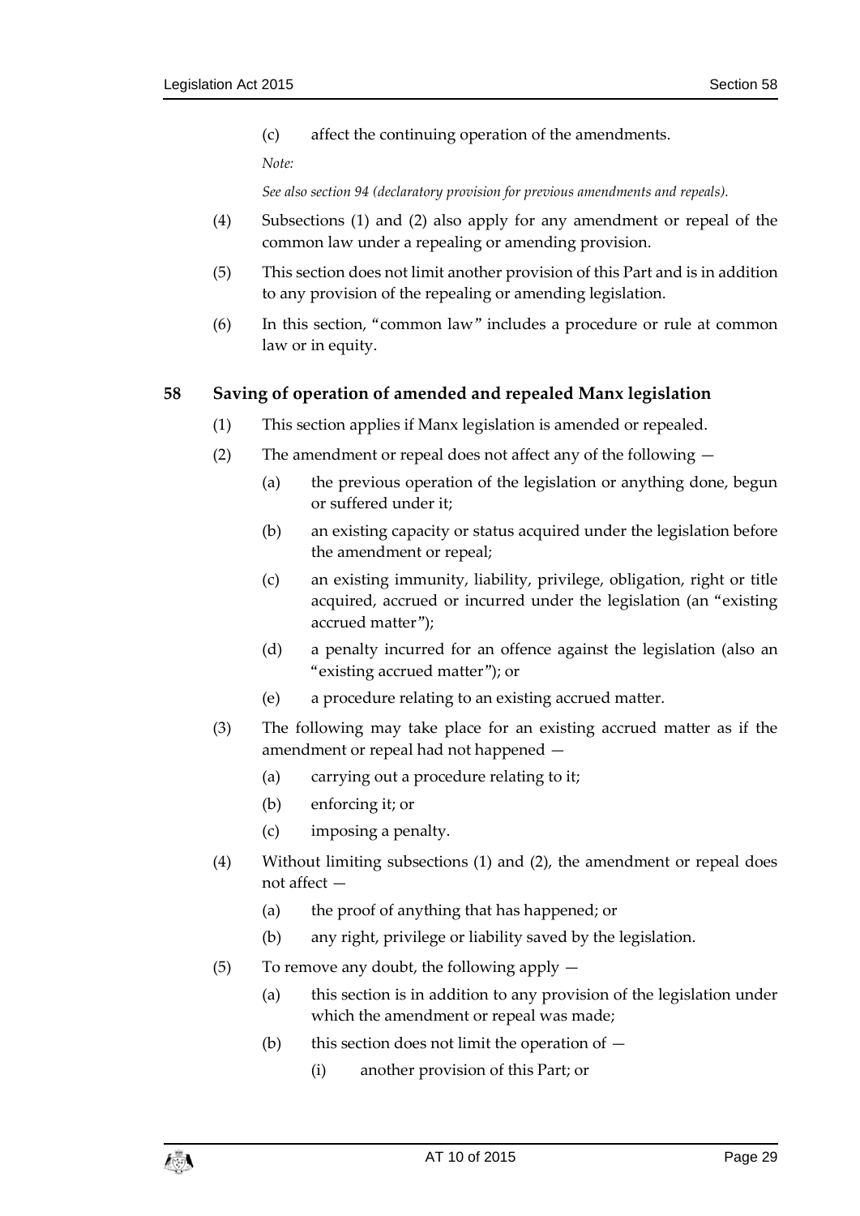(c) affect the continuing operation of the amendments.

*Note:*

*See also section 94 (declaratory provision for previous amendments and repeals).*

(4) Subsections (1) and (2) also apply for any amendment or repeal of the common law under a repealing or amending provision.

(5) This section does not limit another provision of this Part and is in addition to any provision of the repealing or amending legislation.

(6) In this section, "common law" includes a procedure or rule at common law or in equity.

## 58 Saving of operation of amended and repealed Manx legislation

(1) This section applies if Manx legislation is amended or repealed.

(2) The amendment or repeal does not affect any of the following —

(a) the previous operation of the legislation or anything done, begun or suffered under it;

(b) an existing capacity or status acquired under the legislation before the amendment or repeal;

(c) an existing immunity, liability, privilege, obligation, right or title acquired, accrued or incurred under the legislation (an "existing accrued matter");

(d) a penalty incurred for an offence against the legislation (also an "existing accrued matter"); or

(e) a procedure relating to an existing accrued matter.

(3) The following may take place for an existing accrued matter as if the amendment or repeal had not happened —

(a) carrying out a procedure relating to it;

(b) enforcing it; or

(c) imposing a penalty.

(4) Without limiting subsections (1) and (2), the amendment or repeal does not affect —

(a) the proof of anything that has happened; or

(b) any right, privilege or liability saved by the legislation.

(5) To remove any doubt, the following apply —

(a) this section is in addition to any provision of the legislation under which the amendment or repeal was made;

(b) this section does not limit the operation of —

(i) another provision of this Part; or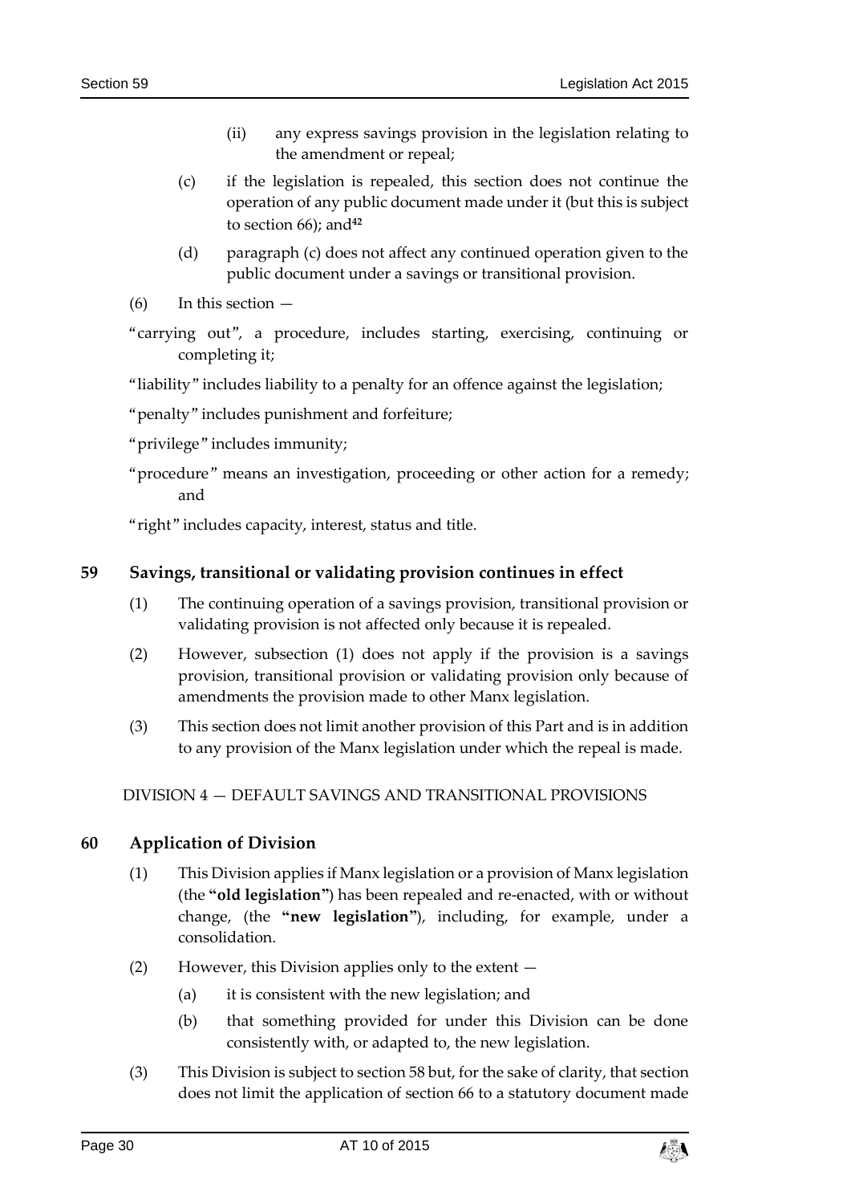(ii) any express savings provision in the legislation relating to the amendment or repeal;

(c) if the legislation is repealed, this section does not continue the operation of any public document made under it (but this is subject to section 66); and[42]

(d) paragraph (c) does not affect any continued operation given to the public document under a savings or transitional provision.

(6) In this section —

"carrying out", a procedure, includes starting, exercising, continuing or completing it;

"liability" includes liability to a penalty for an offence against the legislation;

"penalty" includes punishment and forfeiture;

"privilege" includes immunity;

"procedure" means an investigation, proceeding or other action for a remedy; and

"right" includes capacity, interest, status and title.

## 59 Savings, transitional or validating provision continues in effect

(1) The continuing operation of a savings provision, transitional provision or validating provision is not affected only because it is repealed.

(2) However, subsection (1) does not apply if the provision is a savings provision, transitional provision or validating provision only because of amendments the provision made to other Manx legislation.

(3) This section does not limit another provision of this Part and is in addition to any provision of the Manx legislation under which the repeal is made.

DIVISION 4 — DEFAULT SAVINGS AND TRANSITIONAL PROVISIONS

## 60 Application of Division

(1) This Division applies if Manx legislation or a provision of Manx legislation (the **"old legislation"**) has been repealed and re-enacted, with or without change, (the **"new legislation"**), including, for example, under a consolidation.

(2) However, this Division applies only to the extent —

(a) it is consistent with the new legislation; and

(b) that something provided for under this Division can be done consistently with, or adapted to, the new legislation.

(3) This Division is subject to section 58 but, for the sake of clarity, that section does not limit the application of section 66 to a statutory document made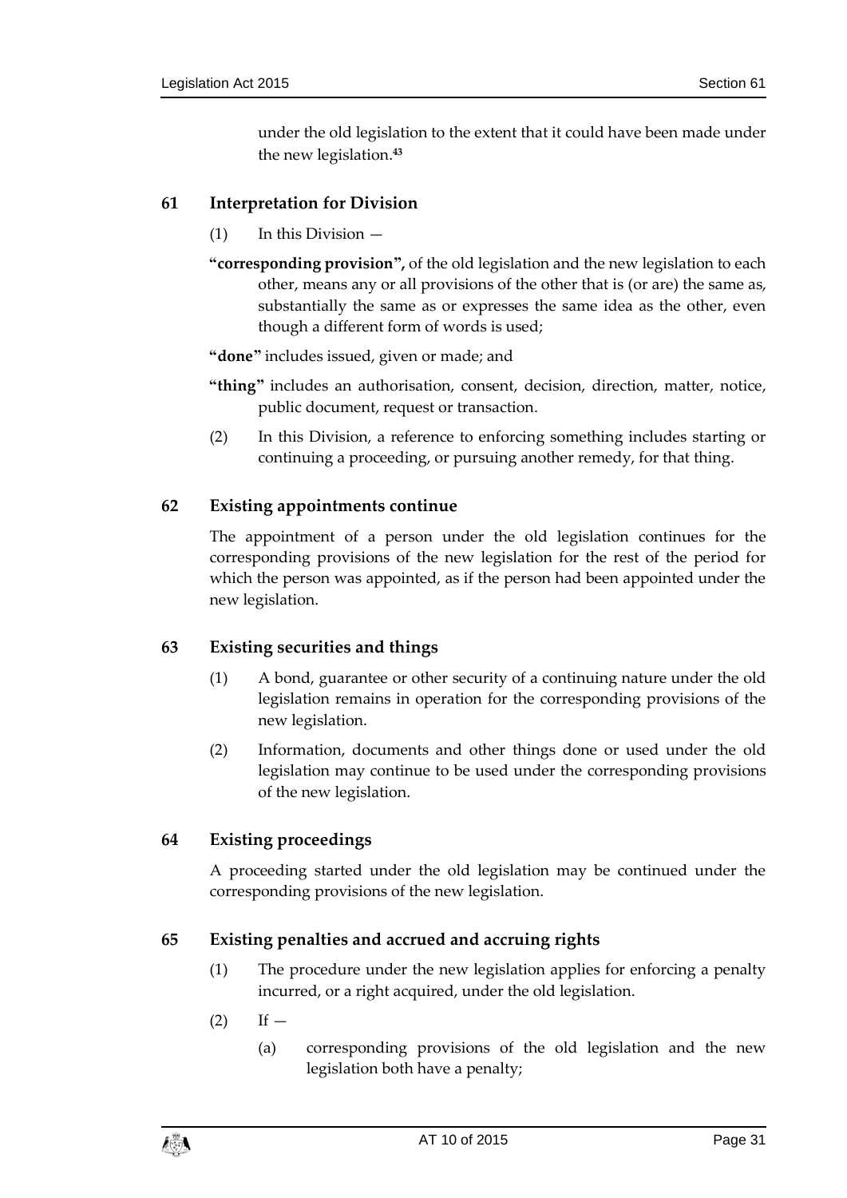under the old legislation to the extent that it could have been made under the new legislation.[43]

### 61 Interpretation for Division

(1) In this Division —

**"corresponding provision",** of the old legislation and the new legislation to each other, means any or all provisions of the other that is (or are) the same as, substantially the same as or expresses the same idea as the other, even though a different form of words is used;

**"done"** includes issued, given or made; and

**"thing"** includes an authorisation, consent, decision, direction, matter, notice, public document, request or transaction.

(2) In this Division, a reference to enforcing something includes starting or continuing a proceeding, or pursuing another remedy, for that thing.

### 62 Existing appointments continue

The appointment of a person under the old legislation continues for the corresponding provisions of the new legislation for the rest of the period for which the person was appointed, as if the person had been appointed under the new legislation.

### 63 Existing securities and things

(1) A bond, guarantee or other security of a continuing nature under the old legislation remains in operation for the corresponding provisions of the new legislation.

(2) Information, documents and other things done or used under the old legislation may continue to be used under the corresponding provisions of the new legislation.

### 64 Existing proceedings

A proceeding started under the old legislation may be continued under the corresponding provisions of the new legislation.

### 65 Existing penalties and accrued and accruing rights

(1) The procedure under the new legislation applies for enforcing a penalty incurred, or a right acquired, under the old legislation.

(2) If —

(a) corresponding provisions of the old legislation and the new legislation both have a penalty;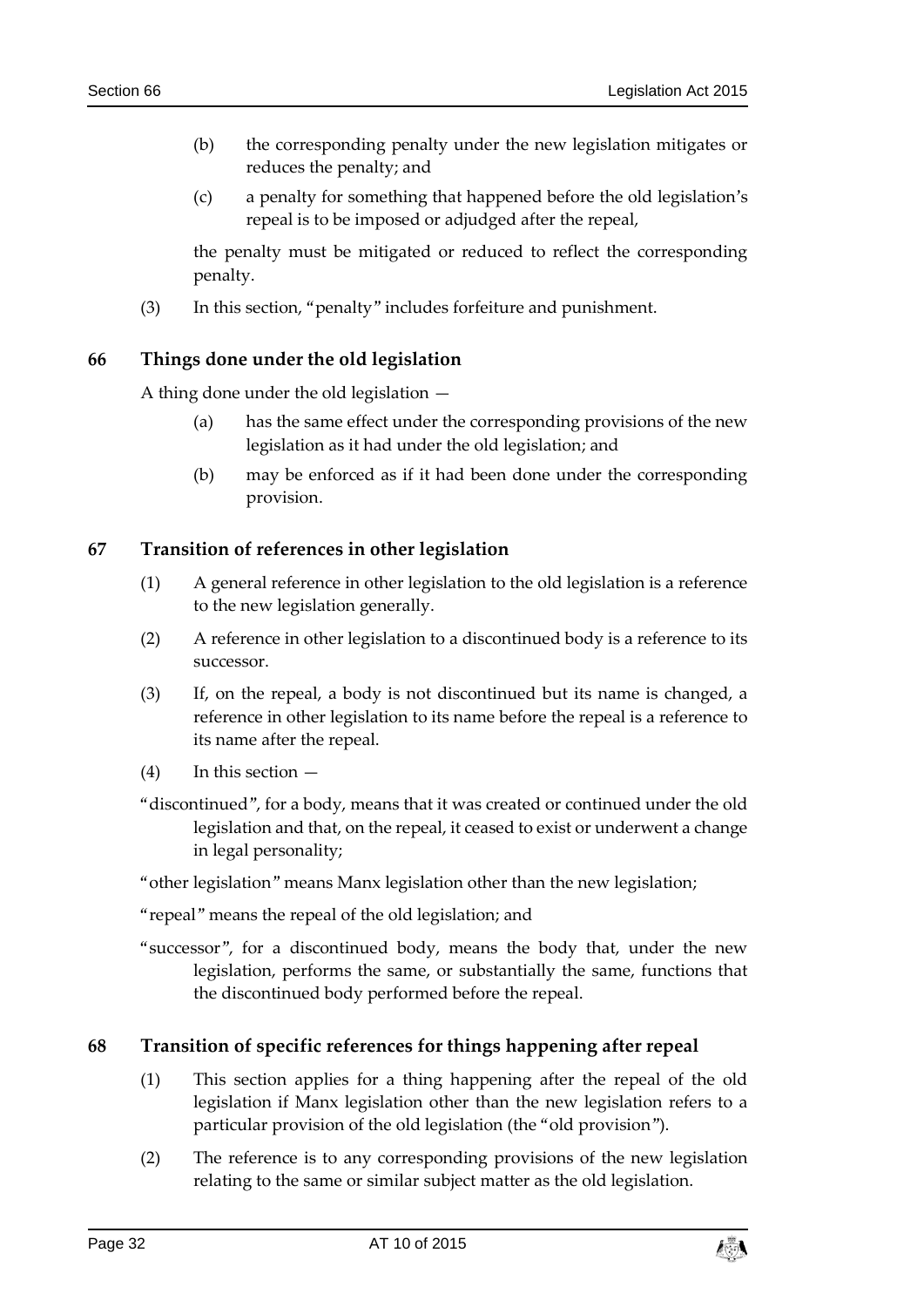(b) the corresponding penalty under the new legislation mitigates or reduces the penalty; and

(c) a penalty for something that happened before the old legislation's repeal is to be imposed or adjudged after the repeal,

the penalty must be mitigated or reduced to reflect the corresponding penalty.

(3) In this section, "penalty" includes forfeiture and punishment.

### 66 Things done under the old legislation

A thing done under the old legislation —

(a) has the same effect under the corresponding provisions of the new legislation as it had under the old legislation; and

(b) may be enforced as if it had been done under the corresponding provision.

### 67 Transition of references in other legislation

(1) A general reference in other legislation to the old legislation is a reference to the new legislation generally.

(2) A reference in other legislation to a discontinued body is a reference to its successor.

(3) If, on the repeal, a body is not discontinued but its name is changed, a reference in other legislation to its name before the repeal is a reference to its name after the repeal.

(4) In this section —

"discontinued", for a body, means that it was created or continued under the old legislation and that, on the repeal, it ceased to exist or underwent a change in legal personality;

"other legislation" means Manx legislation other than the new legislation;

"repeal" means the repeal of the old legislation; and

"successor", for a discontinued body, means the body that, under the new legislation, performs the same, or substantially the same, functions that the discontinued body performed before the repeal.

### 68 Transition of specific references for things happening after repeal

(1) This section applies for a thing happening after the repeal of the old legislation if Manx legislation other than the new legislation refers to a particular provision of the old legislation (the "old provision").

(2) The reference is to any corresponding provisions of the new legislation relating to the same or similar subject matter as the old legislation.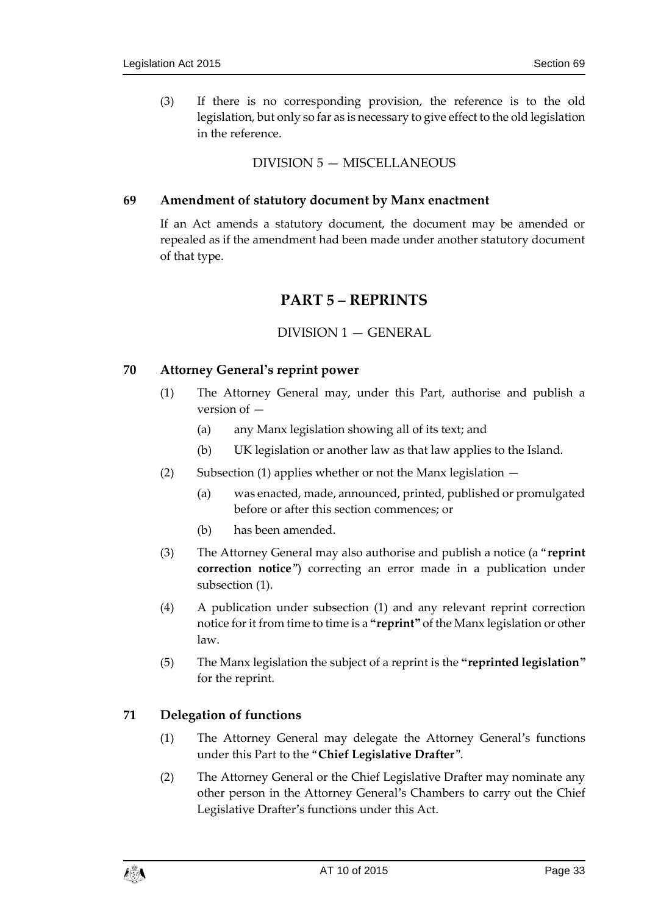(3) If there is no corresponding provision, the reference is to the old legislation, but only so far as is necessary to give effect to the old legislation in the reference.

DIVISION 5 — MISCELLANEOUS

### 69 Amendment of statutory document by Manx enactment

If an Act amends a statutory document, the document may be amended or repealed as if the amendment had been made under another statutory document of that type.

## PART 5 – REPRINTS

DIVISION 1 — GENERAL

### 70 Attorney General's reprint power

(1) The Attorney General may, under this Part, authorise and publish a version of —

(a) any Manx legislation showing all of its text; and

(b) UK legislation or another law as that law applies to the Island.

(2) Subsection (1) applies whether or not the Manx legislation —

(a) was enacted, made, announced, printed, published or promulgated before or after this section commences; or

(b) has been amended.

(3) The Attorney General may also authorise and publish a notice (a "**reprint correction notice**") correcting an error made in a publication under subsection (1).

(4) A publication under subsection (1) and any relevant reprint correction notice for it from time to time is a **"reprint"** of the Manx legislation or other law.

(5) The Manx legislation the subject of a reprint is the **"reprinted legislation"** for the reprint.

### 71 Delegation of functions

(1) The Attorney General may delegate the Attorney General's functions under this Part to the "**Chief Legislative Drafter**".

(2) The Attorney General or the Chief Legislative Drafter may nominate any other person in the Attorney General's Chambers to carry out the Chief Legislative Drafter's functions under this Act.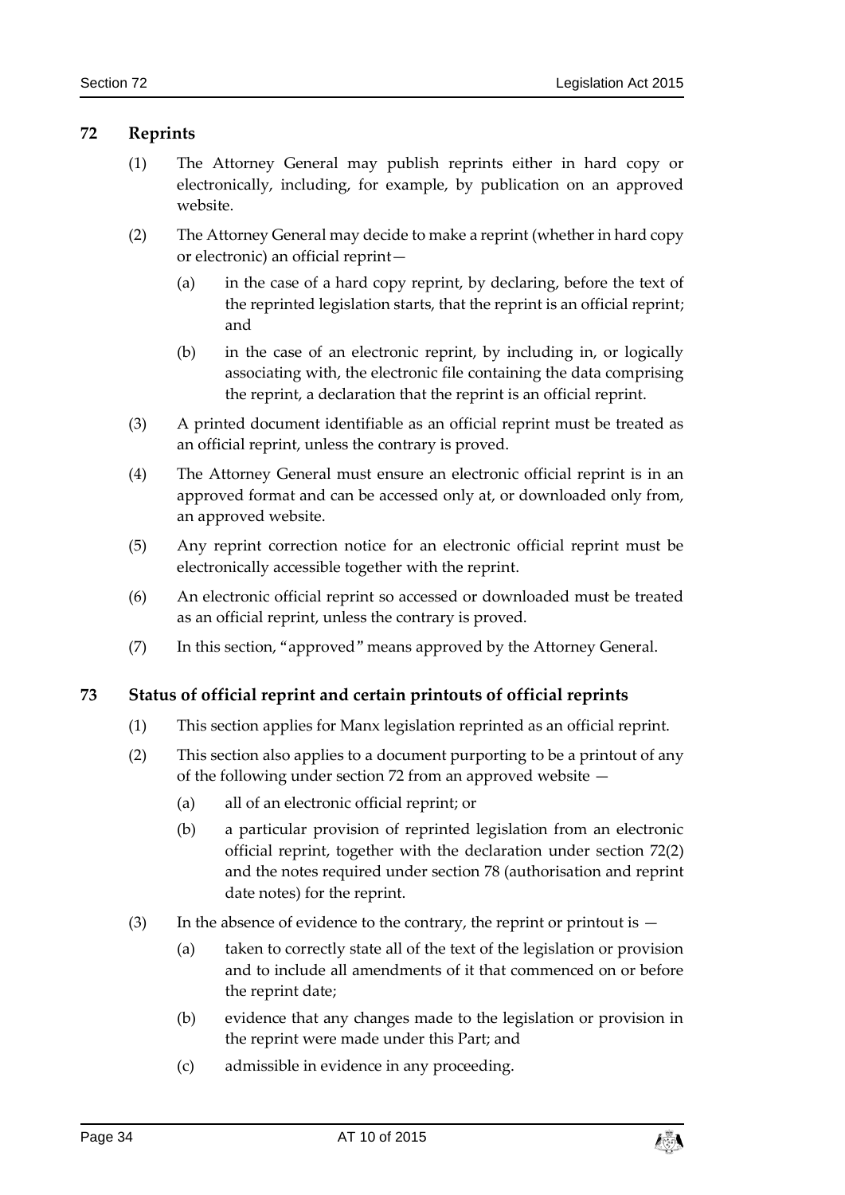## 72 Reprints

(1) The Attorney General may publish reprints either in hard copy or electronically, including, for example, by publication on an approved website.

(2) The Attorney General may decide to make a reprint (whether in hard copy or electronic) an official reprint—

(a) in the case of a hard copy reprint, by declaring, before the text of the reprinted legislation starts, that the reprint is an official reprint; and

(b) in the case of an electronic reprint, by including in, or logically associating with, the electronic file containing the data comprising the reprint, a declaration that the reprint is an official reprint.

(3) A printed document identifiable as an official reprint must be treated as an official reprint, unless the contrary is proved.

(4) The Attorney General must ensure an electronic official reprint is in an approved format and can be accessed only at, or downloaded only from, an approved website.

(5) Any reprint correction notice for an electronic official reprint must be electronically accessible together with the reprint.

(6) An electronic official reprint so accessed or downloaded must be treated as an official reprint, unless the contrary is proved.

(7) In this section, "approved" means approved by the Attorney General.

## 73 Status of official reprint and certain printouts of official reprints

(1) This section applies for Manx legislation reprinted as an official reprint.

(2) This section also applies to a document purporting to be a printout of any of the following under section 72 from an approved website —

(a) all of an electronic official reprint; or

(b) a particular provision of reprinted legislation from an electronic official reprint, together with the declaration under section 72(2) and the notes required under section 78 (authorisation and reprint date notes) for the reprint.

(3) In the absence of evidence to the contrary, the reprint or printout is —

(a) taken to correctly state all of the text of the legislation or provision and to include all amendments of it that commenced on or before the reprint date;

(b) evidence that any changes made to the legislation or provision in the reprint were made under this Part; and

(c) admissible in evidence in any proceeding.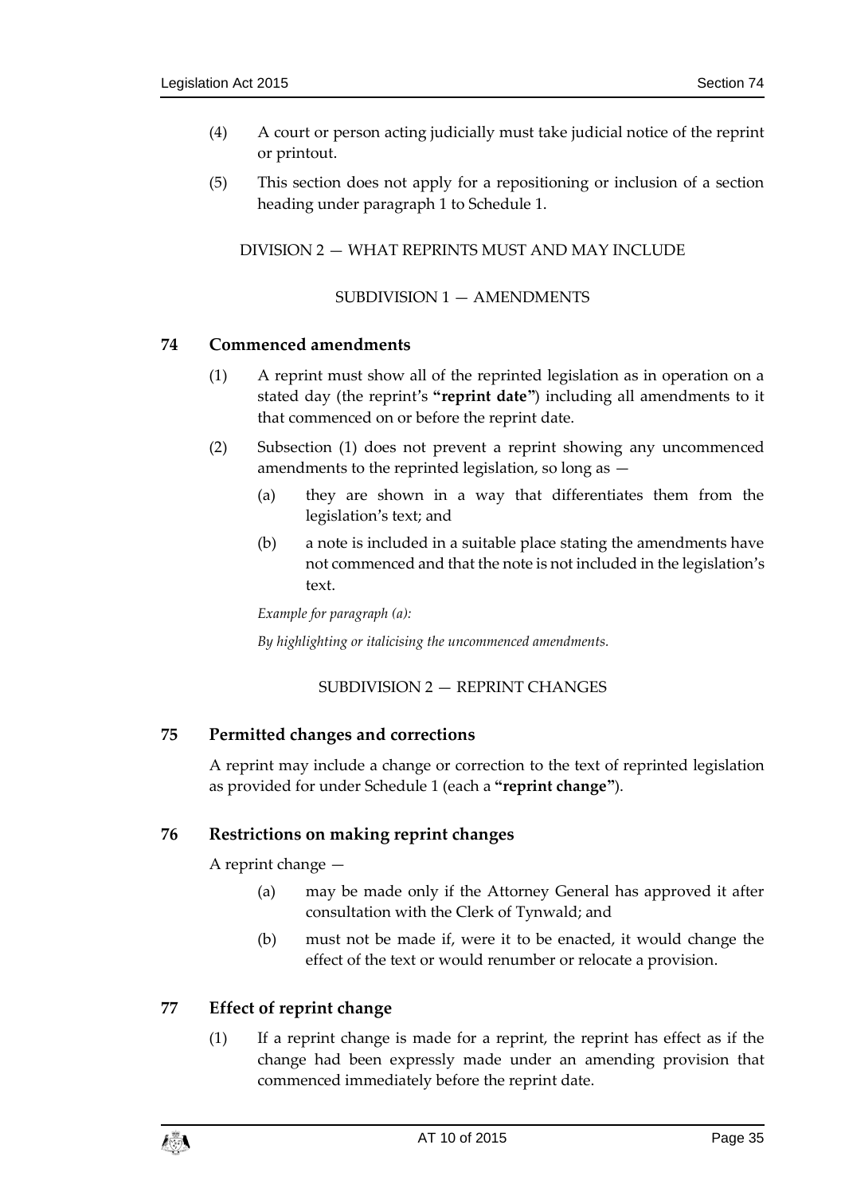(4) A court or person acting judicially must take judicial notice of the reprint or printout.

(5) This section does not apply for a repositioning or inclusion of a section heading under paragraph 1 to Schedule 1.

DIVISION 2 — WHAT REPRINTS MUST AND MAY INCLUDE

SUBDIVISION 1 — AMENDMENTS

### 74 Commenced amendments

(1) A reprint must show all of the reprinted legislation as in operation on a stated day (the reprint's **"reprint date"**) including all amendments to it that commenced on or before the reprint date.

(2) Subsection (1) does not prevent a reprint showing any uncommenced amendments to the reprinted legislation, so long as —

(a) they are shown in a way that differentiates them from the legislation's text; and

(b) a note is included in a suitable place stating the amendments have not commenced and that the note is not included in the legislation's text.

*Example for paragraph (a):*

*By highlighting or italicising the uncommenced amendments.*

SUBDIVISION 2 — REPRINT CHANGES

### 75 Permitted changes and corrections

A reprint may include a change or correction to the text of reprinted legislation as provided for under Schedule 1 (each a **"reprint change"**).

### 76 Restrictions on making reprint changes

A reprint change —

(a) may be made only if the Attorney General has approved it after consultation with the Clerk of Tynwald; and

(b) must not be made if, were it to be enacted, it would change the effect of the text or would renumber or relocate a provision.

### 77 Effect of reprint change

(1) If a reprint change is made for a reprint, the reprint has effect as if the change had been expressly made under an amending provision that commenced immediately before the reprint date.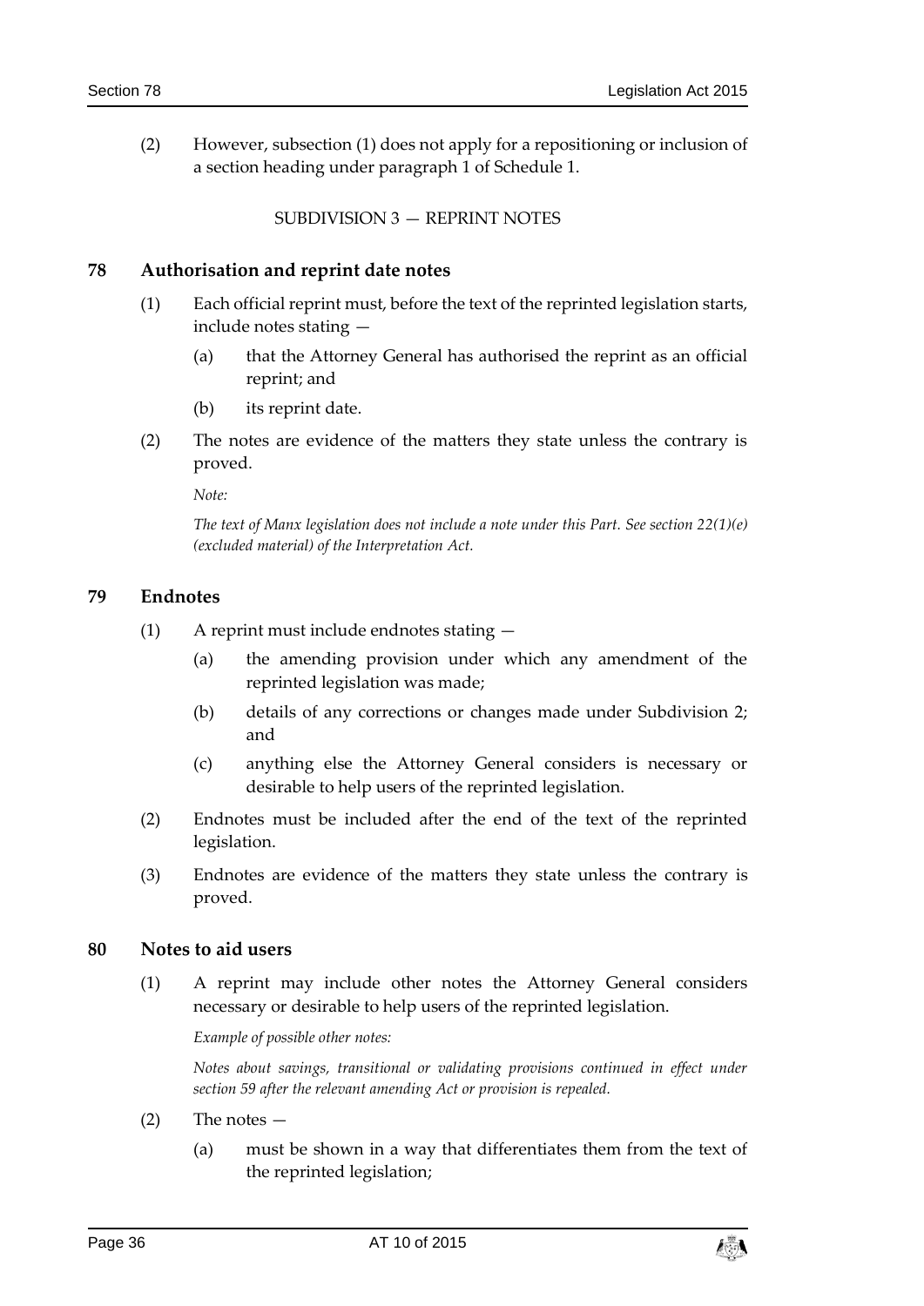(2) However, subsection (1) does not apply for a repositioning or inclusion of a section heading under paragraph 1 of Schedule 1.

SUBDIVISION 3 — REPRINT NOTES

### 78 Authorisation and reprint date notes

(1) Each official reprint must, before the text of the reprinted legislation starts, include notes stating —

(a) that the Attorney General has authorised the reprint as an official reprint; and

(b) its reprint date.

(2) The notes are evidence of the matters they state unless the contrary is proved.

*Note:*

*The text of Manx legislation does not include a note under this Part. See section 22(1)(e) (excluded material) of the Interpretation Act.*

### 79 Endnotes

(1) A reprint must include endnotes stating —

(a) the amending provision under which any amendment of the reprinted legislation was made;

(b) details of any corrections or changes made under Subdivision 2; and

(c) anything else the Attorney General considers is necessary or desirable to help users of the reprinted legislation.

(2) Endnotes must be included after the end of the text of the reprinted legislation.

(3) Endnotes are evidence of the matters they state unless the contrary is proved.

### 80 Notes to aid users

(1) A reprint may include other notes the Attorney General considers necessary or desirable to help users of the reprinted legislation.

*Example of possible other notes:*

*Notes about savings, transitional or validating provisions continued in effect under section 59 after the relevant amending Act or provision is repealed.*

(2) The notes —

(a) must be shown in a way that differentiates them from the text of the reprinted legislation;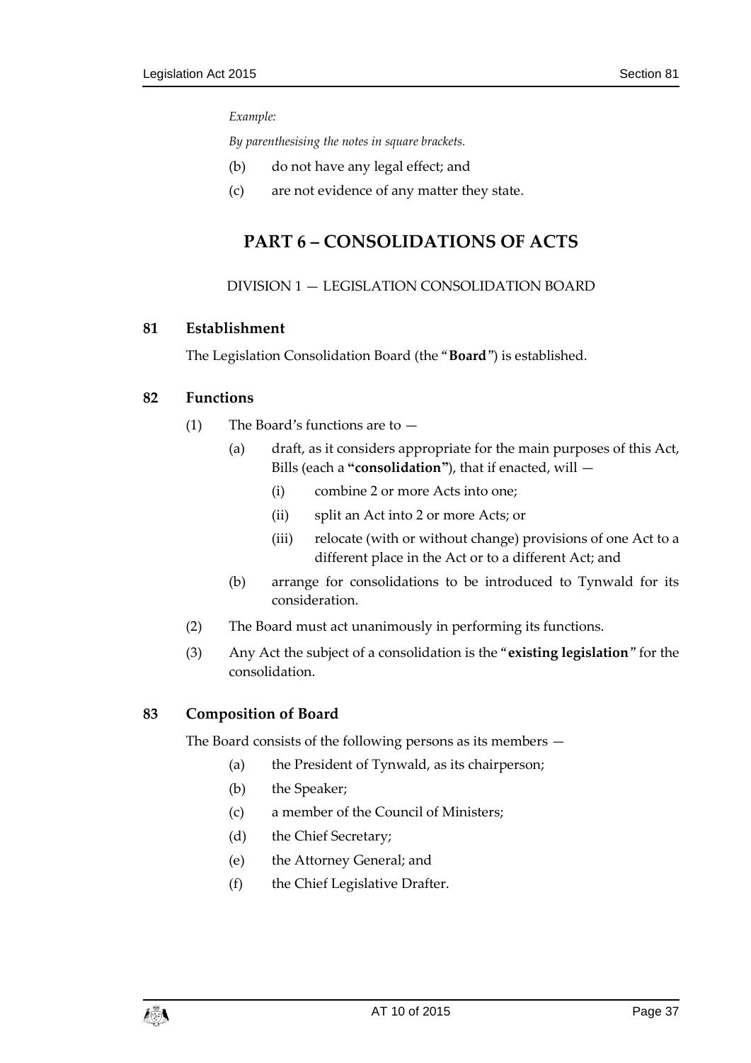*Example:*

*By parenthesising the notes in square brackets.*

(b) do not have any legal effect; and

(c) are not evidence of any matter they state.

# PART 6 – CONSOLIDATIONS OF ACTS

## DIVISION 1 — LEGISLATION CONSOLIDATION BOARD

### 81 Establishment

The Legislation Consolidation Board (the "**Board**") is established.

### 82 Functions

(1) The Board's functions are to —

(a) draft, as it considers appropriate for the main purposes of this Act, Bills (each a **"consolidation"**), that if enacted, will —

(i) combine 2 or more Acts into one;

(ii) split an Act into 2 or more Acts; or

(iii) relocate (with or without change) provisions of one Act to a different place in the Act or to a different Act; and

(b) arrange for consolidations to be introduced to Tynwald for its consideration.

(2) The Board must act unanimously in performing its functions.

(3) Any Act the subject of a consolidation is the "**existing legislation**" for the consolidation.

### 83 Composition of Board

The Board consists of the following persons as its members —

(a) the President of Tynwald, as its chairperson;

(b) the Speaker;

(c) a member of the Council of Ministers;

(d) the Chief Secretary;

(e) the Attorney General; and

(f) the Chief Legislative Drafter.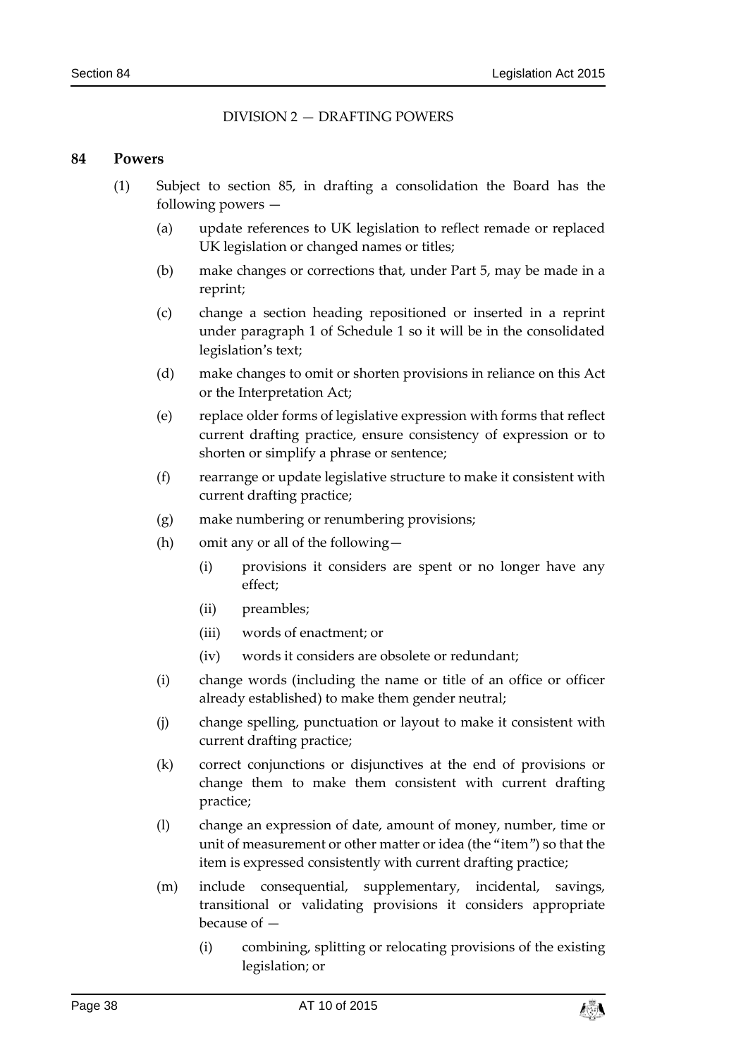DIVISION 2 — DRAFTING POWERS

**84 Powers**

(1) Subject to section 85, in drafting a consolidation the Board has the following powers —

- (a) update references to UK legislation to reflect remade or replaced UK legislation or changed names or titles;
- (b) make changes or corrections that, under Part 5, may be made in a reprint;
- (c) change a section heading repositioned or inserted in a reprint under paragraph 1 of Schedule 1 so it will be in the consolidated legislation's text;
- (d) make changes to omit or shorten provisions in reliance on this Act or the Interpretation Act;
- (e) replace older forms of legislative expression with forms that reflect current drafting practice, ensure consistency of expression or to shorten or simplify a phrase or sentence;
- (f) rearrange or update legislative structure to make it consistent with current drafting practice;
- (g) make numbering or renumbering provisions;
- (h) omit any or all of the following—
  - (i) provisions it considers are spent or no longer have any effect;
  - (ii) preambles;
  - (iii) words of enactment; or
  - (iv) words it considers are obsolete or redundant;
- (i) change words (including the name or title of an office or officer already established) to make them gender neutral;
- (j) change spelling, punctuation or layout to make it consistent with current drafting practice;
- (k) correct conjunctions or disjunctives at the end of provisions or change them to make them consistent with current drafting practice;
- (l) change an expression of date, amount of money, number, time or unit of measurement or other matter or idea (the "item") so that the item is expressed consistently with current drafting practice;
- (m) include consequential, supplementary, incidental, savings, transitional or validating provisions it considers appropriate because of —
  - (i) combining, splitting or relocating provisions of the existing legislation; or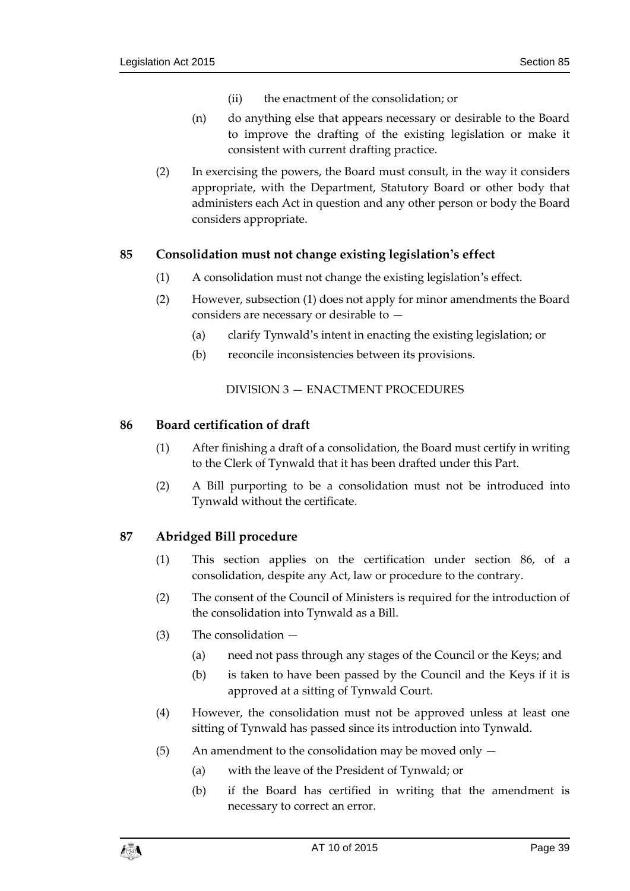(ii) the enactment of the consolidation; or

(n) do anything else that appears necessary or desirable to the Board to improve the drafting of the existing legislation or make it consistent with current drafting practice.

(2) In exercising the powers, the Board must consult, in the way it considers appropriate, with the Department, Statutory Board or other body that administers each Act in question and any other person or body the Board considers appropriate.

### 85 Consolidation must not change existing legislation's effect

(1) A consolidation must not change the existing legislation's effect.

(2) However, subsection (1) does not apply for minor amendments the Board considers are necessary or desirable to —

(a) clarify Tynwald's intent in enacting the existing legislation; or

(b) reconcile inconsistencies between its provisions.

## DIVISION 3 — ENACTMENT PROCEDURES

### 86 Board certification of draft

(1) After finishing a draft of a consolidation, the Board must certify in writing to the Clerk of Tynwald that it has been drafted under this Part.

(2) A Bill purporting to be a consolidation must not be introduced into Tynwald without the certificate.

### 87 Abridged Bill procedure

(1) This section applies on the certification under section 86, of a consolidation, despite any Act, law or procedure to the contrary.

(2) The consent of the Council of Ministers is required for the introduction of the consolidation into Tynwald as a Bill.

(3) The consolidation —

(a) need not pass through any stages of the Council or the Keys; and

(b) is taken to have been passed by the Council and the Keys if it is approved at a sitting of Tynwald Court.

(4) However, the consolidation must not be approved unless at least one sitting of Tynwald has passed since its introduction into Tynwald.

(5) An amendment to the consolidation may be moved only —

(a) with the leave of the President of Tynwald; or

(b) if the Board has certified in writing that the amendment is necessary to correct an error.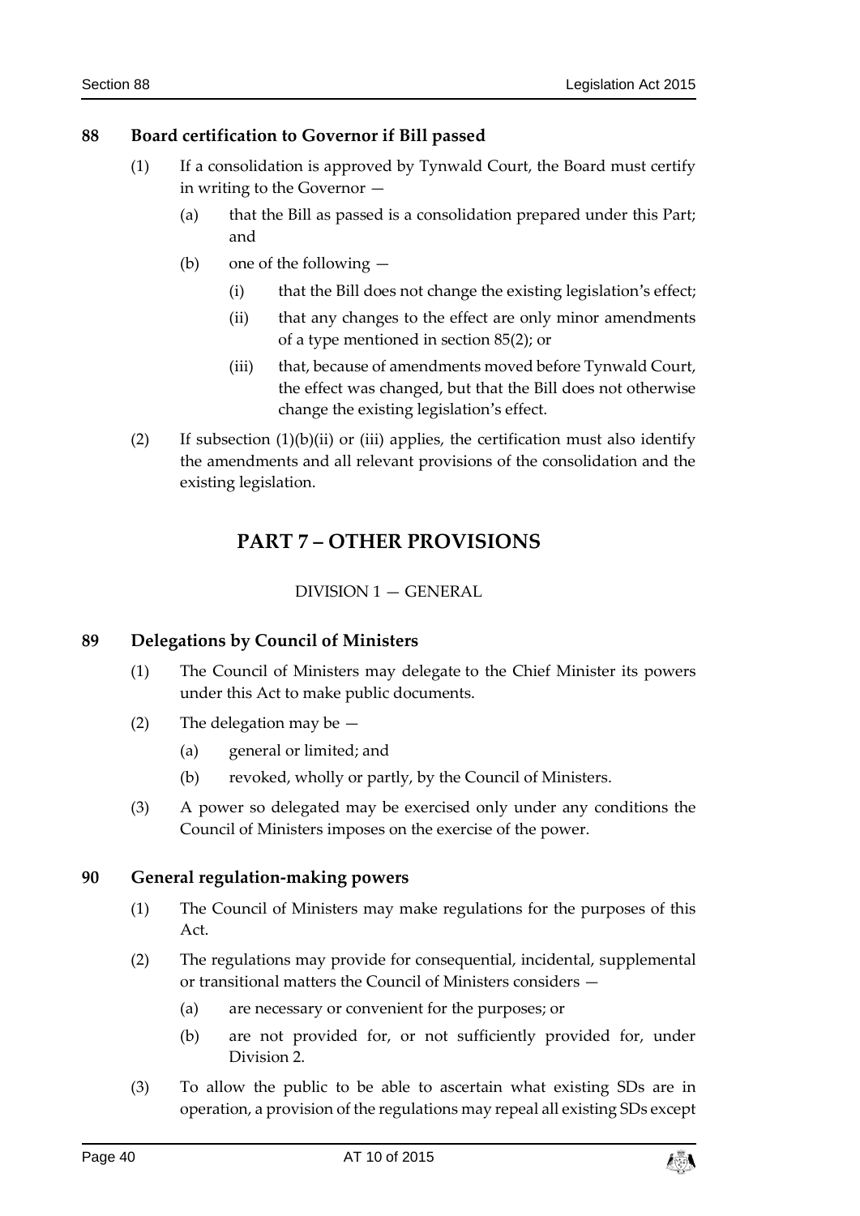### 88 Board certification to Governor if Bill passed

(1) If a consolidation is approved by Tynwald Court, the Board must certify in writing to the Governor —

  (a) that the Bill as passed is a consolidation prepared under this Part; and

  (b) one of the following —

    (i) that the Bill does not change the existing legislation's effect;

    (ii) that any changes to the effect are only minor amendments of a type mentioned in section 85(2); or

    (iii) that, because of amendments moved before Tynwald Court, the effect was changed, but that the Bill does not otherwise change the existing legislation's effect.

(2) If subsection (1)(b)(ii) or (iii) applies, the certification must also identify the amendments and all relevant provisions of the consolidation and the existing legislation.

## PART 7 – OTHER PROVISIONS

DIVISION 1 — GENERAL

### 89 Delegations by Council of Ministers

(1) The Council of Ministers may delegate to the Chief Minister its powers under this Act to make public documents.

(2) The delegation may be —

  (a) general or limited; and

  (b) revoked, wholly or partly, by the Council of Ministers.

(3) A power so delegated may be exercised only under any conditions the Council of Ministers imposes on the exercise of the power.

### 90 General regulation-making powers

(1) The Council of Ministers may make regulations for the purposes of this Act.

(2) The regulations may provide for consequential, incidental, supplemental or transitional matters the Council of Ministers considers —

  (a) are necessary or convenient for the purposes; or

  (b) are not provided for, or not sufficiently provided for, under Division 2.

(3) To allow the public to be able to ascertain what existing SDs are in operation, a provision of the regulations may repeal all existing SDs except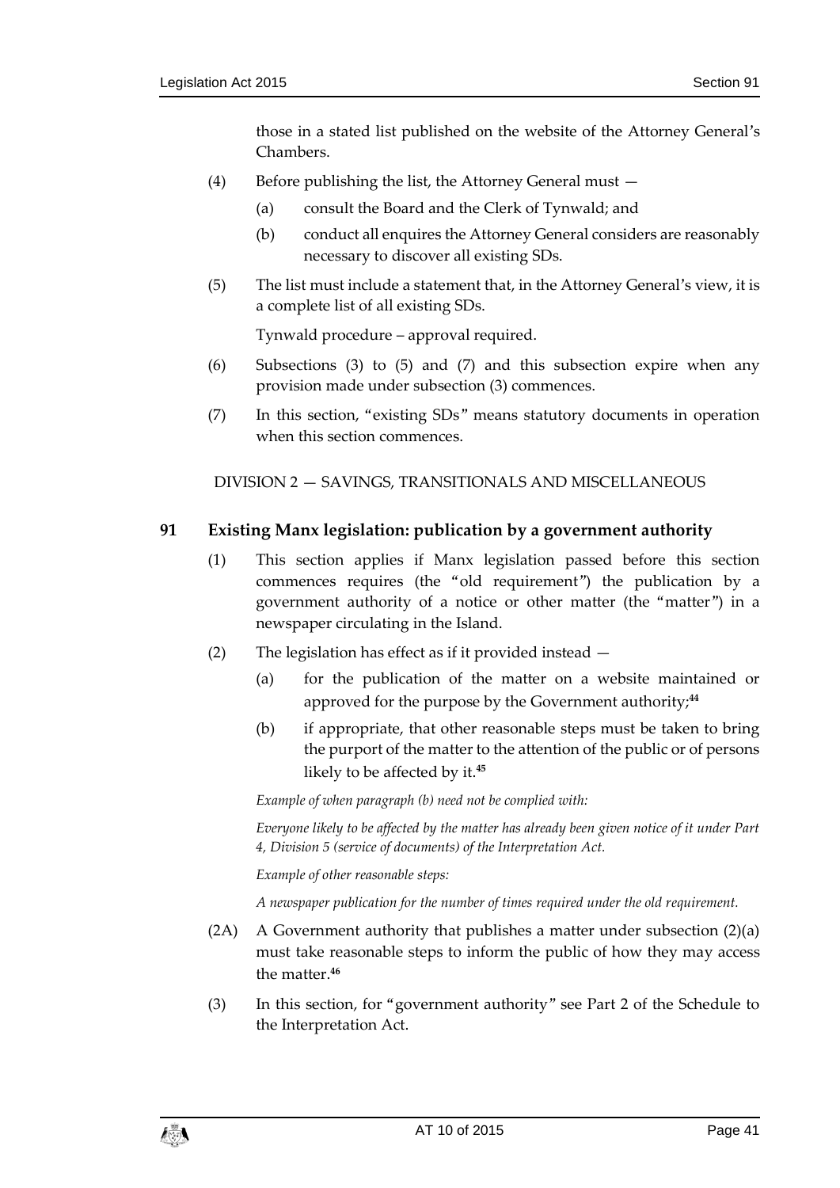those in a stated list published on the website of the Attorney General's Chambers.

(4) Before publishing the list, the Attorney General must —

(a) consult the Board and the Clerk of Tynwald; and

(b) conduct all enquires the Attorney General considers are reasonably necessary to discover all existing SDs.

(5) The list must include a statement that, in the Attorney General's view, it is a complete list of all existing SDs.

Tynwald procedure – approval required.

(6) Subsections (3) to (5) and (7) and this subsection expire when any provision made under subsection (3) commences.

(7) In this section, "existing SDs" means statutory documents in operation when this section commences.

DIVISION 2 — SAVINGS, TRANSITIONALS AND MISCELLANEOUS

## 91 Existing Manx legislation: publication by a government authority

(1) This section applies if Manx legislation passed before this section commences requires (the "old requirement") the publication by a government authority of a notice or other matter (the "matter") in a newspaper circulating in the Island.

(2) The legislation has effect as if it provided instead —

(a) for the publication of the matter on a website maintained or approved for the purpose by the Government authority;[44]

(b) if appropriate, that other reasonable steps must be taken to bring the purport of the matter to the attention of the public or of persons likely to be affected by it.[45]

*Example of when paragraph (b) need not be complied with:*

*Everyone likely to be affected by the matter has already been given notice of it under Part 4, Division 5 (service of documents) of the Interpretation Act.*

*Example of other reasonable steps:*

*A newspaper publication for the number of times required under the old requirement.*

(2A) A Government authority that publishes a matter under subsection (2)(a) must take reasonable steps to inform the public of how they may access the matter.[46]

(3) In this section, for "government authority" see Part 2 of the Schedule to the Interpretation Act.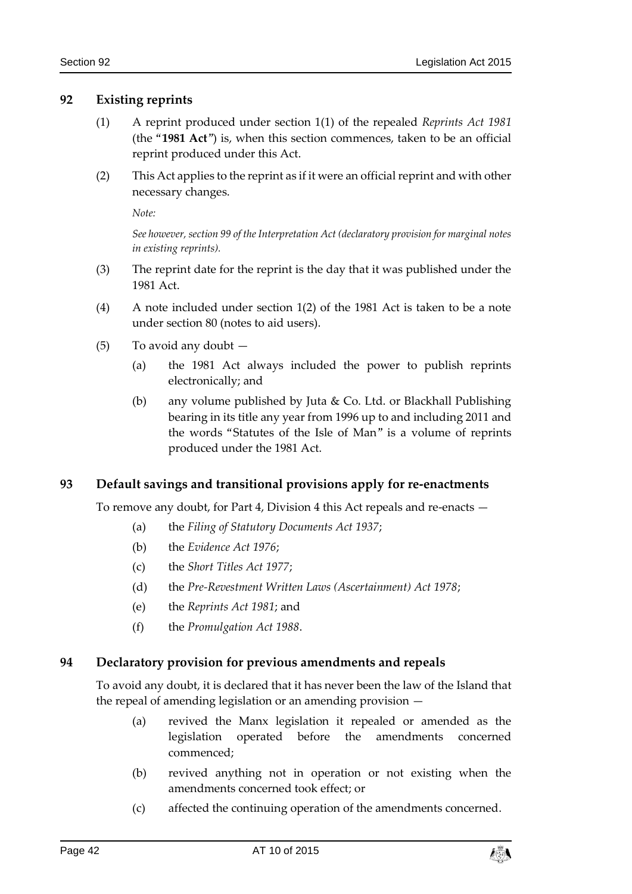## 92 Existing reprints

(1) A reprint produced under section 1(1) of the repealed *Reprints Act 1981* (the "**1981 Act**") is, when this section commences, taken to be an official reprint produced under this Act.

(2) This Act applies to the reprint as if it were an official reprint and with other necessary changes.

*Note:*

*See however, section 99 of the Interpretation Act (declaratory provision for marginal notes in existing reprints).*

(3) The reprint date for the reprint is the day that it was published under the 1981 Act.

(4) A note included under section 1(2) of the 1981 Act is taken to be a note under section 80 (notes to aid users).

(5) To avoid any doubt —

- (a) the 1981 Act always included the power to publish reprints electronically; and
- (b) any volume published by Juta & Co. Ltd. or Blackhall Publishing bearing in its title any year from 1996 up to and including 2011 and the words "Statutes of the Isle of Man" is a volume of reprints produced under the 1981 Act.

## 93 Default savings and transitional provisions apply for re-enactments

To remove any doubt, for Part 4, Division 4 this Act repeals and re-enacts —

- (a) the *Filing of Statutory Documents Act 1937*;
- (b) the *Evidence Act 1976*;
- (c) the *Short Titles Act 1977*;
- (d) the *Pre-Revestment Written Laws (Ascertainment) Act 1978*;
- (e) the *Reprints Act 1981*; and
- (f) the *Promulgation Act 1988*.

## 94 Declaratory provision for previous amendments and repeals

To avoid any doubt, it is declared that it has never been the law of the Island that the repeal of amending legislation or an amending provision —

- (a) revived the Manx legislation it repealed or amended as the legislation operated before the amendments concerned commenced;
- (b) revived anything not in operation or not existing when the amendments concerned took effect; or
- (c) affected the continuing operation of the amendments concerned.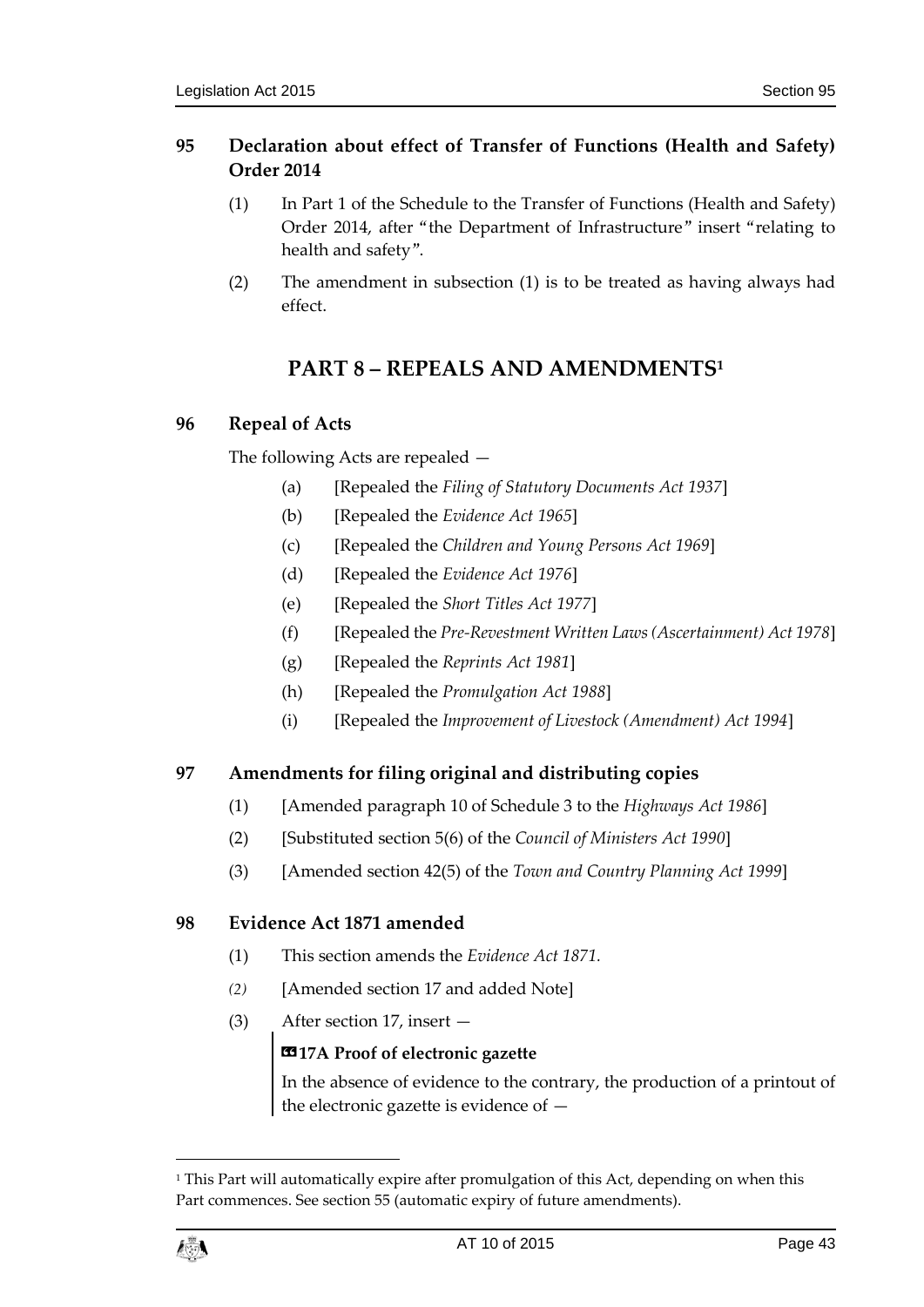### 95 Declaration about effect of Transfer of Functions (Health and Safety) Order 2014

(1) In Part 1 of the Schedule to the Transfer of Functions (Health and Safety) Order 2014, after "the Department of Infrastructure" insert "relating to health and safety".

(2) The amendment in subsection (1) is to be treated as having always had effect.

## PART 8 – REPEALS AND AMENDMENTS[1]

### 96 Repeal of Acts

The following Acts are repealed —

(a) [Repealed the *Filing of Statutory Documents Act 1937*]

(b) [Repealed the *Evidence Act 1965*]

(c) [Repealed the *Children and Young Persons Act 1969*]

(d) [Repealed the *Evidence Act 1976*]

(e) [Repealed the *Short Titles Act 1977*]

(f) [Repealed the *Pre-Revestment Written Laws (Ascertainment) Act 1978*]

(g) [Repealed the *Reprints Act 1981*]

(h) [Repealed the *Promulgation Act 1988*]

(i) [Repealed the *Improvement of Livestock (Amendment) Act 1994*]

### 97 Amendments for filing original and distributing copies

(1) [Amended paragraph 10 of Schedule 3 to the *Highways Act 1986*]

(2) [Substituted section 5(6) of the *Council of Ministers Act 1990*]

(3) [Amended section 42(5) of the *Town and Country Planning Act 1999*]

### 98 Evidence Act 1871 amended

(1) This section amends the *Evidence Act 1871.*

*(2)* [Amended section 17 and added Note]

(3) After section 17, insert —

> **«17A Proof of electronic gazette**
>
> In the absence of evidence to the contrary, the production of a printout of the electronic gazette is evidence of —

---

[1] This Part will automatically expire after promulgation of this Act, depending on when this Part commences. See section 55 (automatic expiry of future amendments).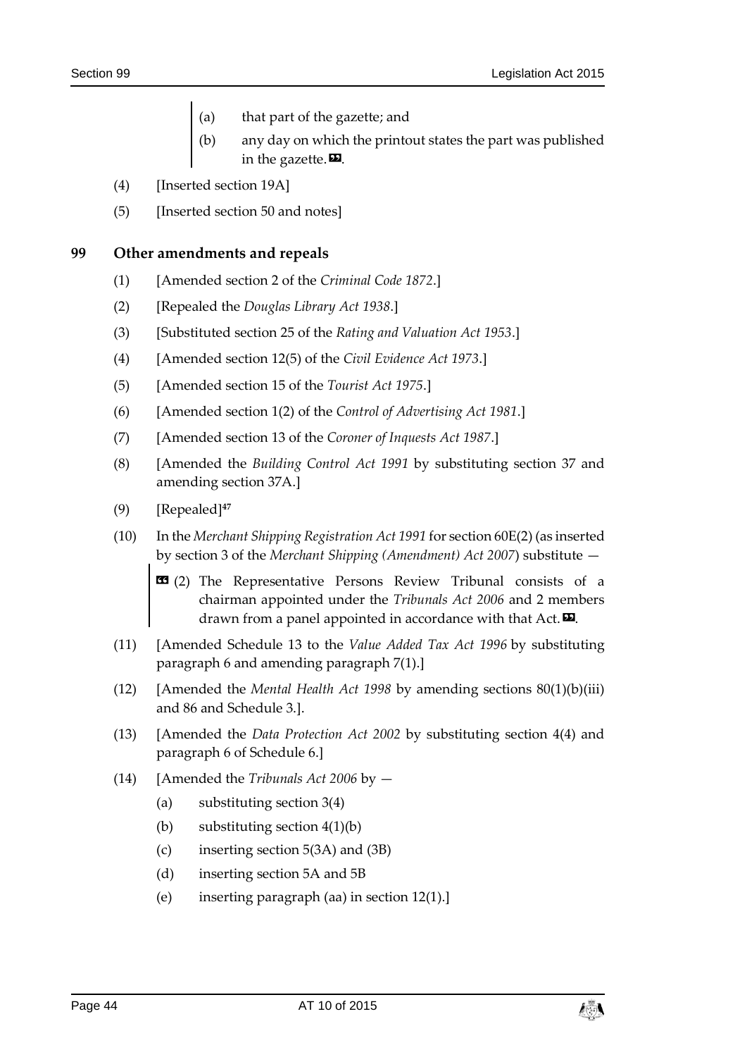(a) that part of the gazette; and

(b) any day on which the printout states the part was published in the gazette.».

(4) [Inserted section 19A]

(5) [Inserted section 50 and notes]

**99 Other amendments and repeals**

(1) [Amended section 2 of the *Criminal Code 1872*.]

(2) [Repealed the *Douglas Library Act 1938*.]

(3) [Substituted section 25 of the *Rating and Valuation Act 1953*.]

(4) [Amended section 12(5) of the *Civil Evidence Act 1973*.]

(5) [Amended section 15 of the *Tourist Act 1975*.]

(6) [Amended section 1(2) of the *Control of Advertising Act 1981*.]

(7) [Amended section 13 of the *Coroner of Inquests Act 1987*.]

(8) [Amended the *Building Control Act 1991* by substituting section 37 and amending section 37A.]

(9) [Repealed][47]

(10) In the *Merchant Shipping Registration Act 1991* for section 60E(2) (as inserted by section 3 of the *Merchant Shipping (Amendment) Act 2007*) substitute —

«(2) The Representative Persons Review Tribunal consists of a chairman appointed under the *Tribunals Act 2006* and 2 members drawn from a panel appointed in accordance with that Act.».

(11) [Amended Schedule 13 to the *Value Added Tax Act 1996* by substituting paragraph 6 and amending paragraph 7(1).]

(12) [Amended the *Mental Health Act 1998* by amending sections 80(1)(b)(iii) and 86 and Schedule 3.].

(13) [Amended the *Data Protection Act 2002* by substituting section 4(4) and paragraph 6 of Schedule 6.]

(14) [Amended the *Tribunals Act 2006* by —

(a) substituting section 3(4)

(b) substituting section 4(1)(b)

(c) inserting section 5(3A) and (3B)

(d) inserting section 5A and 5B

(e) inserting paragraph (aa) in section 12(1).]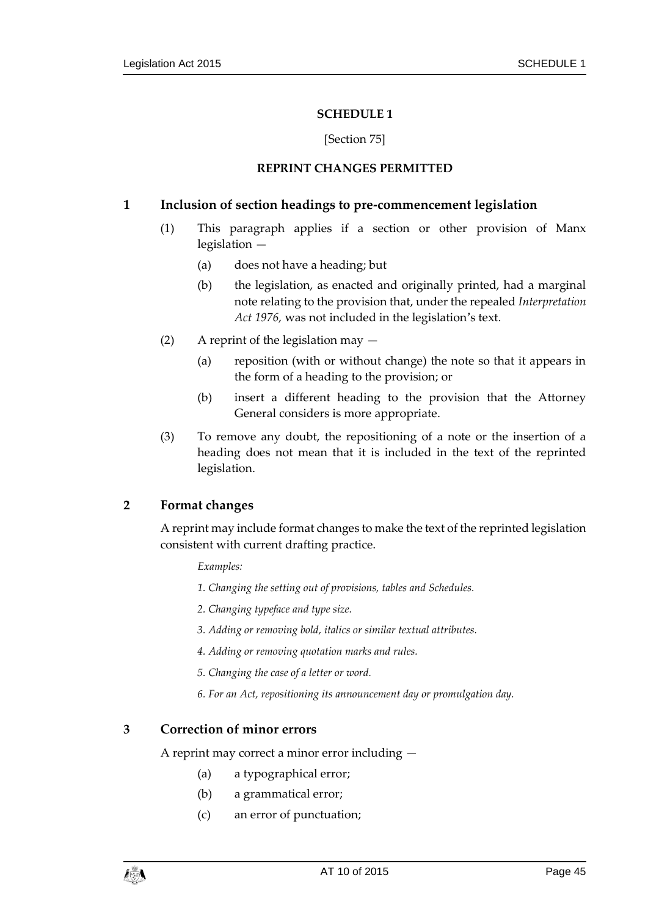# SCHEDULE 1

[Section 75]

## REPRINT CHANGES PERMITTED

### 1 Inclusion of section headings to pre-commencement legislation

(1) This paragraph applies if a section or other provision of Manx legislation —

(a) does not have a heading; but

(b) the legislation, as enacted and originally printed, had a marginal note relating to the provision that, under the repealed *Interpretation Act 1976,* was not included in the legislation's text.

(2) A reprint of the legislation may —

(a) reposition (with or without change) the note so that it appears in the form of a heading to the provision; or

(b) insert a different heading to the provision that the Attorney General considers is more appropriate.

(3) To remove any doubt, the repositioning of a note or the insertion of a heading does not mean that it is included in the text of the reprinted legislation.

### 2 Format changes

A reprint may include format changes to make the text of the reprinted legislation consistent with current drafting practice.

*Examples:*

*1. Changing the setting out of provisions, tables and Schedules.*

*2. Changing typeface and type size.*

*3. Adding or removing bold, italics or similar textual attributes.*

*4. Adding or removing quotation marks and rules.*

*5. Changing the case of a letter or word.*

*6. For an Act, repositioning its announcement day or promulgation day.*

### 3 Correction of minor errors

A reprint may correct a minor error including —

(a) a typographical error;

(b) a grammatical error;

(c) an error of punctuation;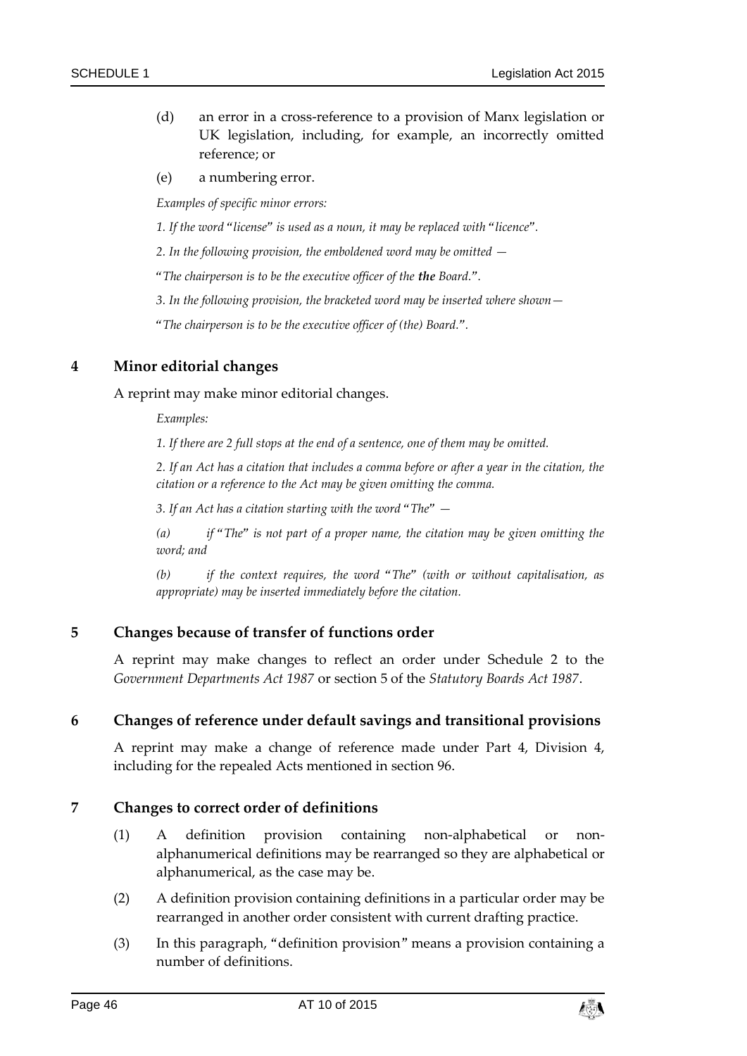(d) an error in a cross-reference to a provision of Manx legislation or UK legislation, including, for example, an incorrectly omitted reference; or

(e) a numbering error.

*Examples of specific minor errors:*

*1. If the word "license" is used as a noun, it may be replaced with "licence".*

*2. In the following provision, the emboldened word may be omitted —*

*"The chairperson is to be the executive officer of the **the** Board.".*

*3. In the following provision, the bracketed word may be inserted where shown—*

*"The chairperson is to be the executive officer of (the) Board.".*

## 4 Minor editorial changes

A reprint may make minor editorial changes.

*Examples:*

*1. If there are 2 full stops at the end of a sentence, one of them may be omitted.*

*2. If an Act has a citation that includes a comma before or after a year in the citation, the citation or a reference to the Act may be given omitting the comma.*

*3. If an Act has a citation starting with the word "The" —*

*(a) if "The" is not part of a proper name, the citation may be given omitting the word; and*

*(b) if the context requires, the word "The" (with or without capitalisation, as appropriate) may be inserted immediately before the citation.*

## 5 Changes because of transfer of functions order

A reprint may make changes to reflect an order under Schedule 2 to the *Government Departments Act 1987* or section 5 of the *Statutory Boards Act 1987*.

## 6 Changes of reference under default savings and transitional provisions

A reprint may make a change of reference made under Part 4, Division 4, including for the repealed Acts mentioned in section 96.

## 7 Changes to correct order of definitions

(1) A definition provision containing non-alphabetical or non-alphanumerical definitions may be rearranged so they are alphabetical or alphanumerical, as the case may be.

(2) A definition provision containing definitions in a particular order may be rearranged in another order consistent with current drafting practice.

(3) In this paragraph, "definition provision" means a provision containing a number of definitions.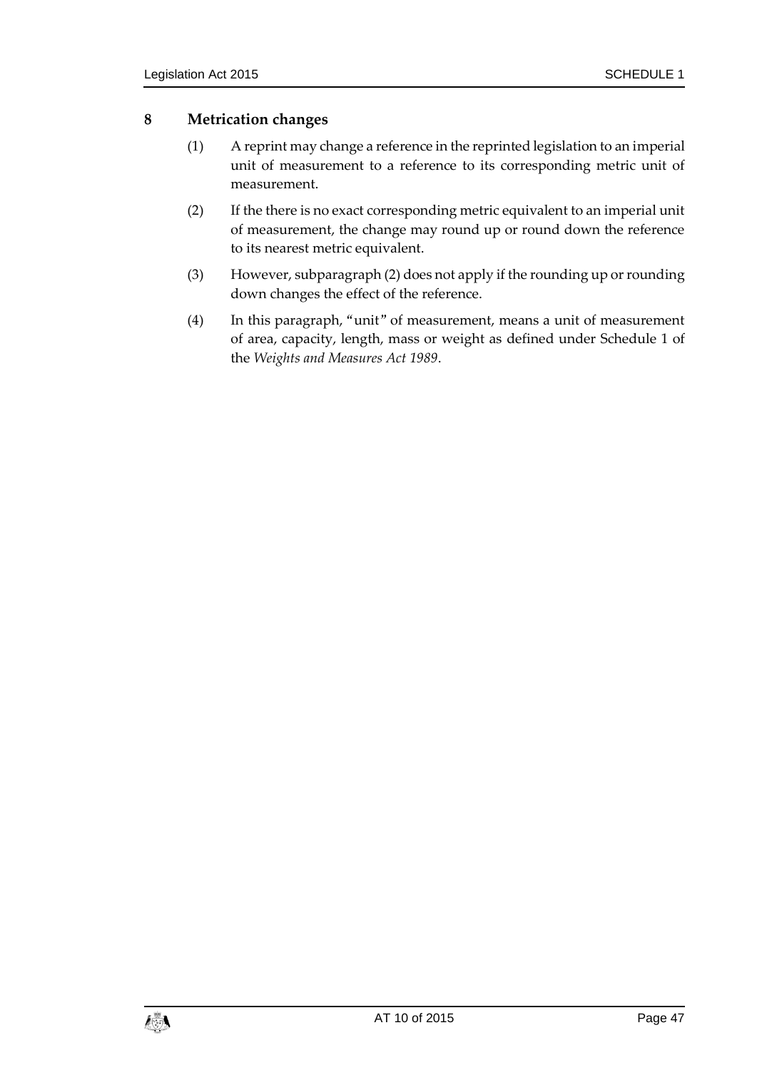## 8 Metrication changes

(1) A reprint may change a reference in the reprinted legislation to an imperial unit of measurement to a reference to its corresponding metric unit of measurement.

(2) If the there is no exact corresponding metric equivalent to an imperial unit of measurement, the change may round up or round down the reference to its nearest metric equivalent.

(3) However, subparagraph (2) does not apply if the rounding up or rounding down changes the effect of the reference.

(4) In this paragraph, "unit" of measurement, means a unit of measurement of area, capacity, length, mass or weight as defined under Schedule 1 of the *Weights and Measures Act 1989*.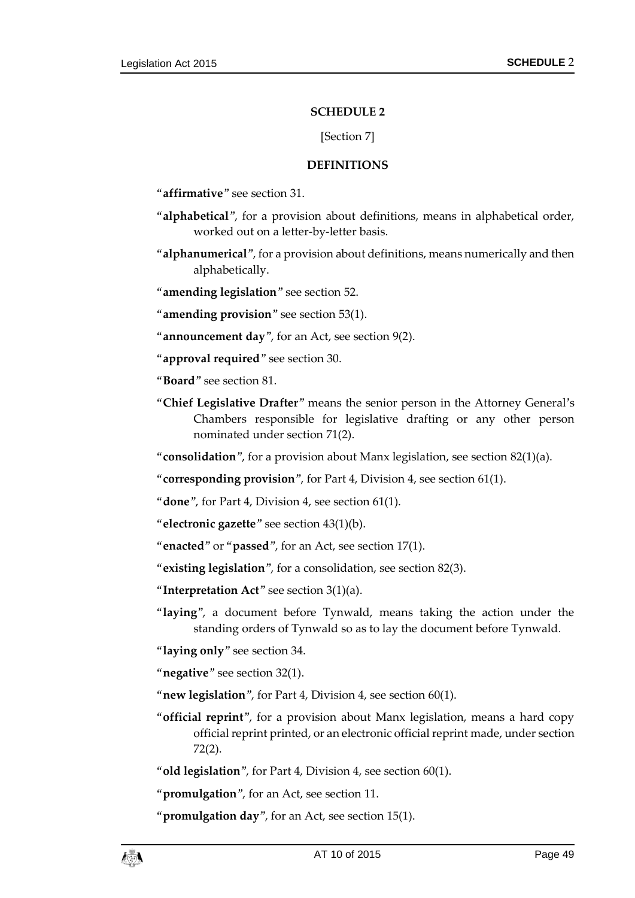## SCHEDULE 2

[Section 7]

### DEFINITIONS

"**affirmative**" see section 31.

"**alphabetical**", for a provision about definitions, means in alphabetical order, worked out on a letter-by-letter basis.

"**alphanumerical**", for a provision about definitions, means numerically and then alphabetically.

"**amending legislation**" see section 52.

"**amending provision**" see section 53(1).

"**announcement day**", for an Act, see section 9(2).

"**approval required**" see section 30.

"**Board**" see section 81.

"**Chief Legislative Drafter**" means the senior person in the Attorney General's Chambers responsible for legislative drafting or any other person nominated under section 71(2).

"**consolidation**", for a provision about Manx legislation, see section 82(1)(a).

"**corresponding provision**", for Part 4, Division 4, see section 61(1).

"**done**", for Part 4, Division 4, see section 61(1).

"**electronic gazette**" see section 43(1)(b).

"**enacted**" or "**passed**", for an Act, see section 17(1).

"**existing legislation**", for a consolidation, see section 82(3).

"**Interpretation Act**" see section 3(1)(a).

"**laying**", a document before Tynwald, means taking the action under the standing orders of Tynwald so as to lay the document before Tynwald.

"**laying only**" see section 34.

"**negative**" see section 32(1).

"**new legislation**", for Part 4, Division 4, see section 60(1).

"**official reprint**", for a provision about Manx legislation, means a hard copy official reprint printed, or an electronic official reprint made, under section 72(2).

"**old legislation**", for Part 4, Division 4, see section 60(1).

"**promulgation**", for an Act, see section 11.

"**promulgation day**", for an Act, see section 15(1).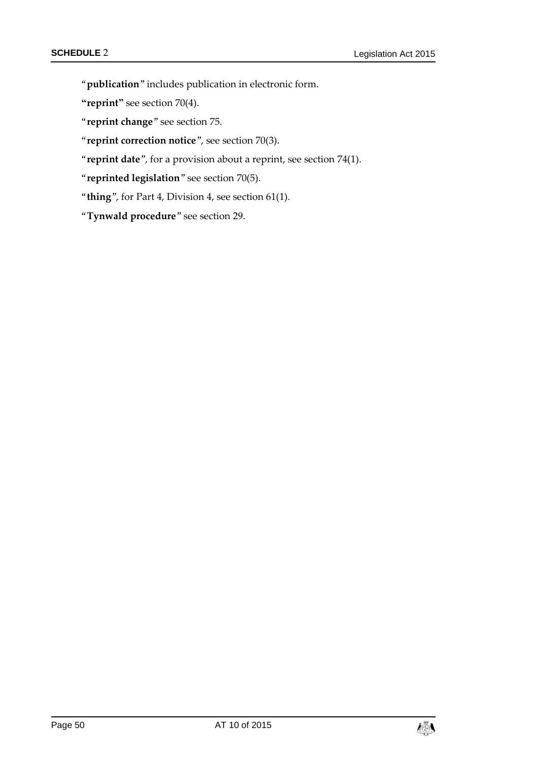"**publication**" includes publication in electronic form.

**"reprint"** see section 70(4).

"**reprint change**" see section 75.

"**reprint correction notice**", see section 70(3).

"**reprint date**", for a provision about a reprint, see section 74(1).

"**reprinted legislation**" see section 70(5).

"**thing**", for Part 4, Division 4, see section 61(1).

"**Tynwald procedure**" see section 29.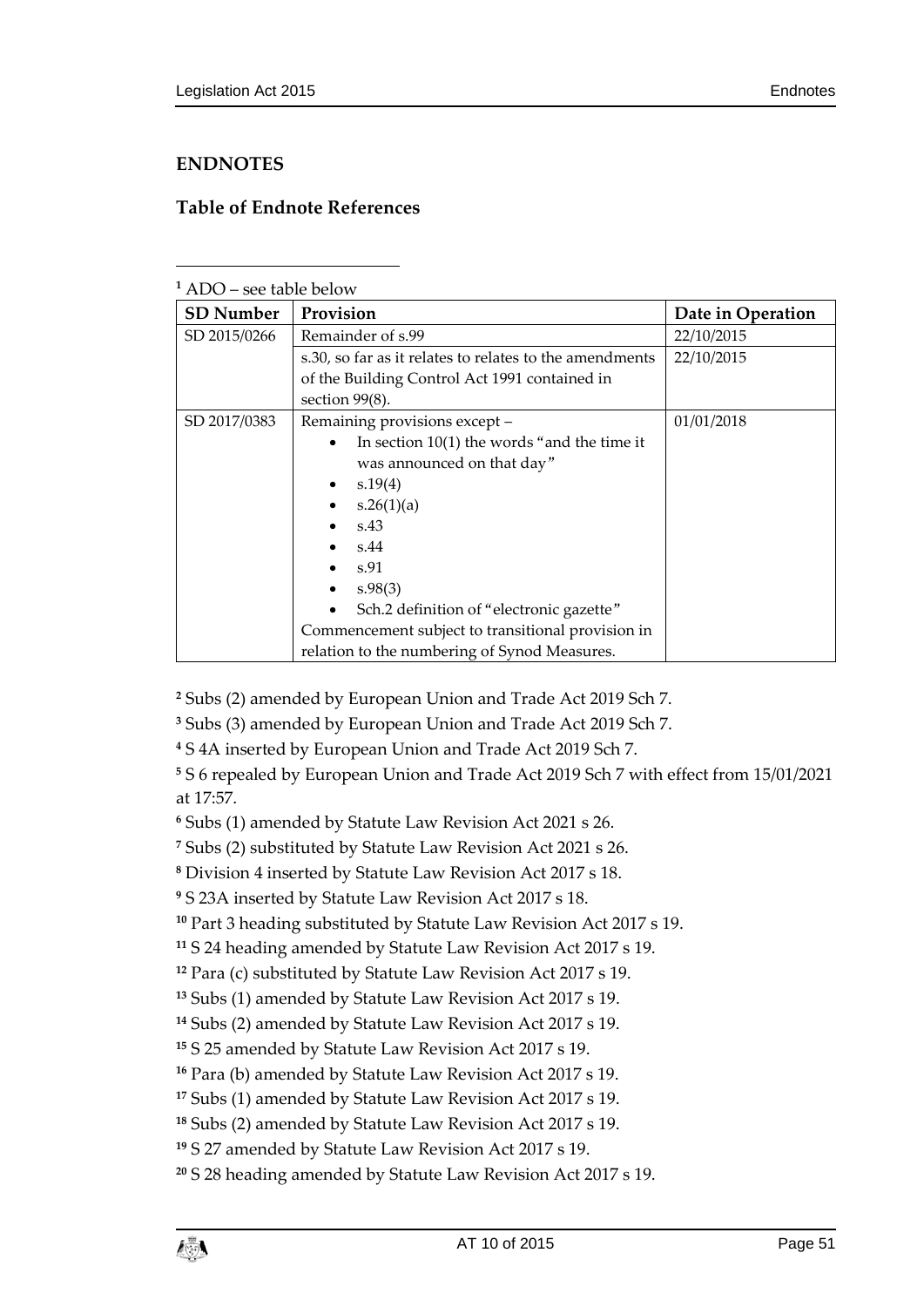## ENDNOTES

### Table of Endnote References

[1] ADO – see table below

| SD Number | Provision | Date in Operation |
|---|---|---|
| SD 2015/0266 | Remainder of s.99 | 22/10/2015 |
| | s.30, so far as it relates to relates to the amendments of the Building Control Act 1991 contained in section 99(8). | 22/10/2015 |
| SD 2017/0383 | Remaining provisions except – <br>• In section 10(1) the words "and the time it was announced on that day" <br>• s.19(4) <br>• s.26(1)(a) <br>• s.43 <br>• s.44 <br>• s.91 <br>• s.98(3) <br>• Sch.2 definition of "electronic gazette" <br>Commencement subject to transitional provision in relation to the numbering of Synod Measures. | 01/01/2018 |

[2] Subs (2) amended by European Union and Trade Act 2019 Sch 7.

[3] Subs (3) amended by European Union and Trade Act 2019 Sch 7.

[4] S 4A inserted by European Union and Trade Act 2019 Sch 7.

[5] S 6 repealed by European Union and Trade Act 2019 Sch 7 with effect from 15/01/2021 at 17:57.

[6] Subs (1) amended by Statute Law Revision Act 2021 s 26.

[7] Subs (2) substituted by Statute Law Revision Act 2021 s 26.

[8] Division 4 inserted by Statute Law Revision Act 2017 s 18.

[9] S 23A inserted by Statute Law Revision Act 2017 s 18.

[10] Part 3 heading substituted by Statute Law Revision Act 2017 s 19.

[11] S 24 heading amended by Statute Law Revision Act 2017 s 19.

[12] Para (c) substituted by Statute Law Revision Act 2017 s 19.

[13] Subs (1) amended by Statute Law Revision Act 2017 s 19.

[14] Subs (2) amended by Statute Law Revision Act 2017 s 19.

[15] S 25 amended by Statute Law Revision Act 2017 s 19.

[16] Para (b) amended by Statute Law Revision Act 2017 s 19.

[17] Subs (1) amended by Statute Law Revision Act 2017 s 19.

[18] Subs (2) amended by Statute Law Revision Act 2017 s 19.

[19] S 27 amended by Statute Law Revision Act 2017 s 19.

[20] S 28 heading amended by Statute Law Revision Act 2017 s 19.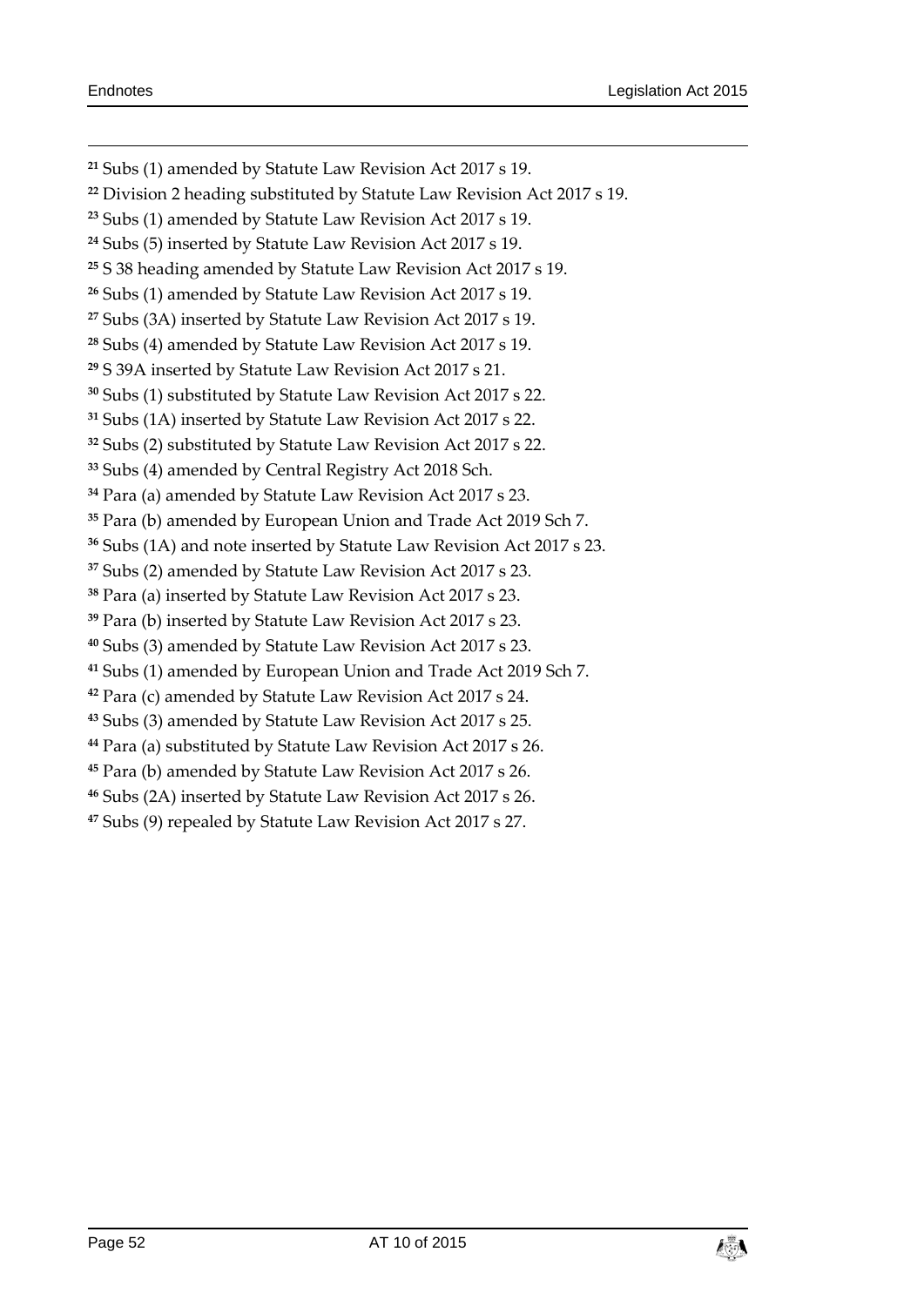[21] Subs (1) amended by Statute Law Revision Act 2017 s 19.
[22] Division 2 heading substituted by Statute Law Revision Act 2017 s 19.
[23] Subs (1) amended by Statute Law Revision Act 2017 s 19.
[24] Subs (5) inserted by Statute Law Revision Act 2017 s 19.
[25] S 38 heading amended by Statute Law Revision Act 2017 s 19.
[26] Subs (1) amended by Statute Law Revision Act 2017 s 19.
[27] Subs (3A) inserted by Statute Law Revision Act 2017 s 19.
[28] Subs (4) amended by Statute Law Revision Act 2017 s 19.
[29] S 39A inserted by Statute Law Revision Act 2017 s 21.
[30] Subs (1) substituted by Statute Law Revision Act 2017 s 22.
[31] Subs (1A) inserted by Statute Law Revision Act 2017 s 22.
[32] Subs (2) substituted by Statute Law Revision Act 2017 s 22.
[33] Subs (4) amended by Central Registry Act 2018 Sch.
[34] Para (a) amended by Statute Law Revision Act 2017 s 23.
[35] Para (b) amended by European Union and Trade Act 2019 Sch 7.
[36] Subs (1A) and note inserted by Statute Law Revision Act 2017 s 23.
[37] Subs (2) amended by Statute Law Revision Act 2017 s 23.
[38] Para (a) inserted by Statute Law Revision Act 2017 s 23.
[39] Para (b) inserted by Statute Law Revision Act 2017 s 23.
[40] Subs (3) amended by Statute Law Revision Act 2017 s 23.
[41] Subs (1) amended by European Union and Trade Act 2019 Sch 7.
[42] Para (c) amended by Statute Law Revision Act 2017 s 24.
[43] Subs (3) amended by Statute Law Revision Act 2017 s 25.
[44] Para (a) substituted by Statute Law Revision Act 2017 s 26.
[45] Para (b) amended by Statute Law Revision Act 2017 s 26.
[46] Subs (2A) inserted by Statute Law Revision Act 2017 s 26.
[47] Subs (9) repealed by Statute Law Revision Act 2017 s 27.